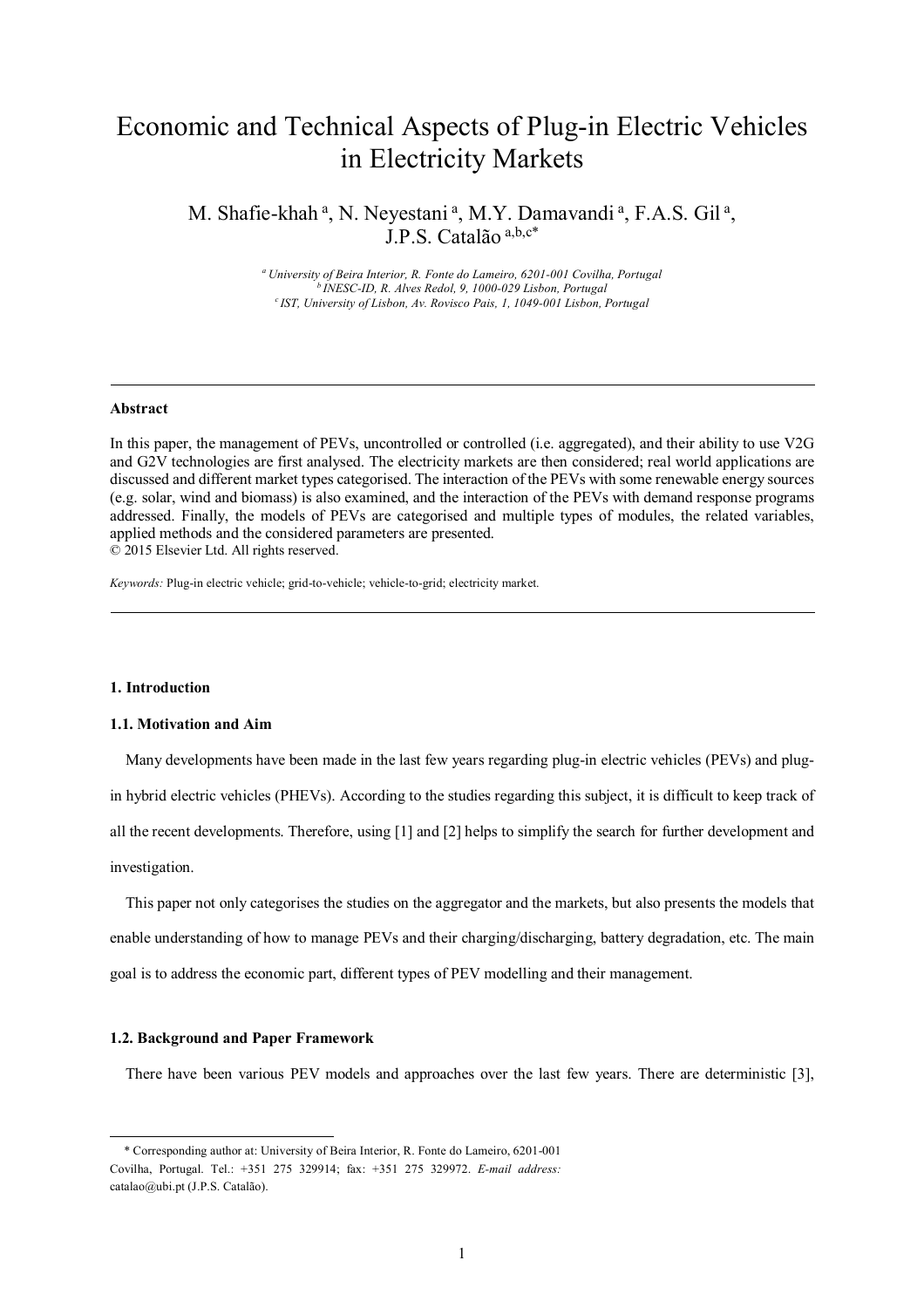# Economic and Technical Aspects of Plug-in Electric Vehicles in Electricity Markets

M. Shafie-khah [a], N. Neyestani [a], M.Y. Damavandi [a], F.A.S. Gil [a], J.P.S. Catalão [a,b,c*]

[a] *University of Beira Interior, R. Fonte do Lameiro, 6201-001 Covilha, Portugal*
[b] *INESC-ID, R. Alves Redol, 9, 1000-029 Lisbon, Portugal*
[c] *IST, University of Lisbon, Av. Rovisco Pais, 1, 1049-001 Lisbon, Portugal*

---

**Abstract**

In this paper, the management of PEVs, uncontrolled or controlled (i.e. aggregated), and their ability to use V2G and G2V technologies are first analysed. The electricity markets are then considered; real world applications are discussed and different market types categorised. The interaction of the PEVs with some renewable energy sources (e.g. solar, wind and biomass) is also examined, and the interaction of the PEVs with demand response programs addressed. Finally, the models of PEVs are categorised and multiple types of modules, the related variables, applied methods and the considered parameters are presented.
© 2015 Elsevier Ltd. All rights reserved.

*Keywords:* Plug-in electric vehicle; grid-to-vehicle; vehicle-to-grid; electricity market.

---

## 1. Introduction

### 1.1. Motivation and Aim

Many developments have been made in the last few years regarding plug-in electric vehicles (PEVs) and plug-in hybrid electric vehicles (PHEVs). According to the studies regarding this subject, it is difficult to keep track of all the recent developments. Therefore, using [1] and [2] helps to simplify the search for further development and investigation.

This paper not only categorises the studies on the aggregator and the markets, but also presents the models that enable understanding of how to manage PEVs and their charging/discharging, battery degradation, etc. The main goal is to address the economic part, different types of PEV modelling and their management.

### 1.2. Background and Paper Framework

There have been various PEV models and approaches over the last few years. There are deterministic [3],

---

* Corresponding author at: University of Beira Interior, R. Fonte do Lameiro, 6201-001 Covilha, Portugal. Tel.: +351 275 329914; fax: +351 275 329972. *E-mail address:* catalao@ubi.pt (J.P.S. Catalão).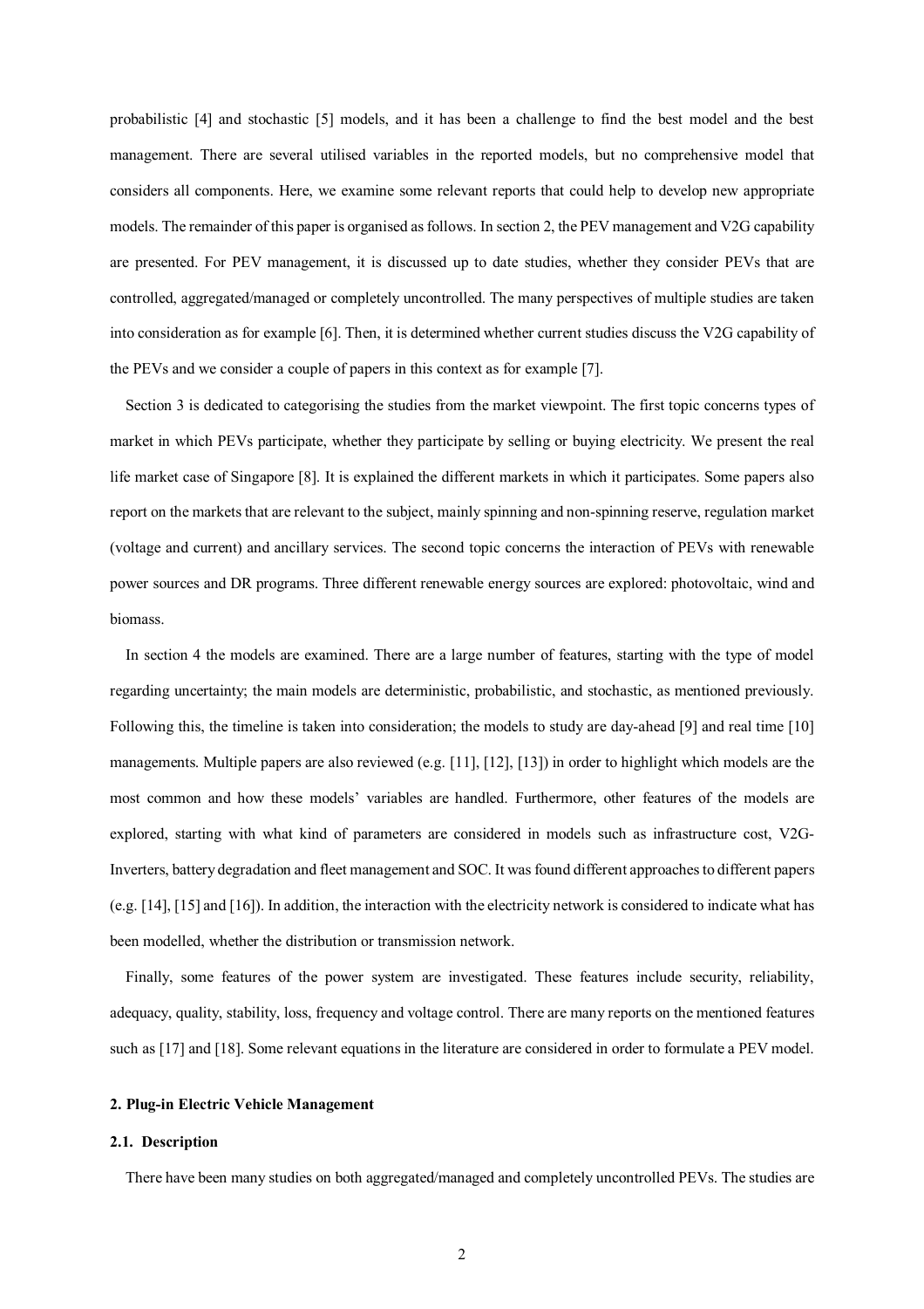probabilistic [4] and stochastic [5] models, and it has been a challenge to find the best model and the best management. There are several utilised variables in the reported models, but no comprehensive model that considers all components. Here, we examine some relevant reports that could help to develop new appropriate models. The remainder of this paper is organised as follows. In section 2, the PEV management and V2G capability are presented. For PEV management, it is discussed up to date studies, whether they consider PEVs that are controlled, aggregated/managed or completely uncontrolled. The many perspectives of multiple studies are taken into consideration as for example [6]. Then, it is determined whether current studies discuss the V2G capability of the PEVs and we consider a couple of papers in this context as for example [7].

Section 3 is dedicated to categorising the studies from the market viewpoint. The first topic concerns types of market in which PEVs participate, whether they participate by selling or buying electricity. We present the real life market case of Singapore [8]. It is explained the different markets in which it participates. Some papers also report on the markets that are relevant to the subject, mainly spinning and non-spinning reserve, regulation market (voltage and current) and ancillary services. The second topic concerns the interaction of PEVs with renewable power sources and DR programs. Three different renewable energy sources are explored: photovoltaic, wind and biomass.

In section 4 the models are examined. There are a large number of features, starting with the type of model regarding uncertainty; the main models are deterministic, probabilistic, and stochastic, as mentioned previously. Following this, the timeline is taken into consideration; the models to study are day-ahead [9] and real time [10] managements. Multiple papers are also reviewed (e.g. [11], [12], [13]) in order to highlight which models are the most common and how these models' variables are handled. Furthermore, other features of the models are explored, starting with what kind of parameters are considered in models such as infrastructure cost, V2G-Inverters, battery degradation and fleet management and SOC. It was found different approaches to different papers (e.g. [14], [15] and [16]). In addition, the interaction with the electricity network is considered to indicate what has been modelled, whether the distribution or transmission network.

Finally, some features of the power system are investigated. These features include security, reliability, adequacy, quality, stability, loss, frequency and voltage control. There are many reports on the mentioned features such as [17] and [18]. Some relevant equations in the literature are considered in order to formulate a PEV model.

## 2. Plug-in Electric Vehicle Management

### 2.1. Description

There have been many studies on both aggregated/managed and completely uncontrolled PEVs. The studies are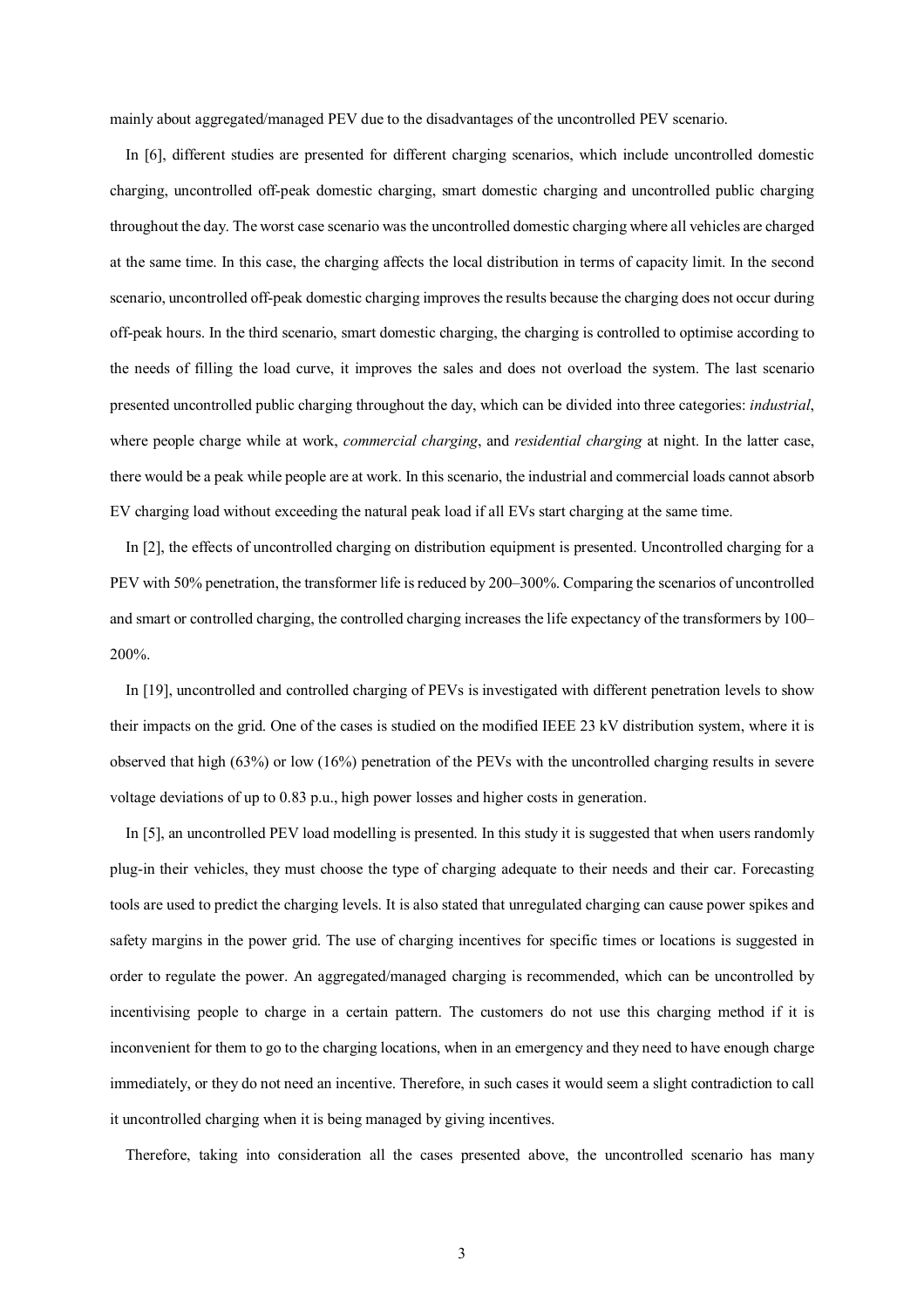mainly about aggregated/managed PEV due to the disadvantages of the uncontrolled PEV scenario.

In [6], different studies are presented for different charging scenarios, which include uncontrolled domestic charging, uncontrolled off-peak domestic charging, smart domestic charging and uncontrolled public charging throughout the day. The worst case scenario was the uncontrolled domestic charging where all vehicles are charged at the same time. In this case, the charging affects the local distribution in terms of capacity limit. In the second scenario, uncontrolled off-peak domestic charging improves the results because the charging does not occur during off-peak hours. In the third scenario, smart domestic charging, the charging is controlled to optimise according to the needs of filling the load curve, it improves the sales and does not overload the system. The last scenario presented uncontrolled public charging throughout the day, which can be divided into three categories: *industrial*, where people charge while at work, *commercial charging*, and *residential charging* at night. In the latter case, there would be a peak while people are at work. In this scenario, the industrial and commercial loads cannot absorb EV charging load without exceeding the natural peak load if all EVs start charging at the same time.

In [2], the effects of uncontrolled charging on distribution equipment is presented. Uncontrolled charging for a PEV with 50% penetration, the transformer life is reduced by 200–300%. Comparing the scenarios of uncontrolled and smart or controlled charging, the controlled charging increases the life expectancy of the transformers by 100–200%.

In [19], uncontrolled and controlled charging of PEVs is investigated with different penetration levels to show their impacts on the grid. One of the cases is studied on the modified IEEE 23 kV distribution system, where it is observed that high (63%) or low (16%) penetration of the PEVs with the uncontrolled charging results in severe voltage deviations of up to 0.83 p.u., high power losses and higher costs in generation.

In [5], an uncontrolled PEV load modelling is presented. In this study it is suggested that when users randomly plug-in their vehicles, they must choose the type of charging adequate to their needs and their car. Forecasting tools are used to predict the charging levels. It is also stated that unregulated charging can cause power spikes and safety margins in the power grid. The use of charging incentives for specific times or locations is suggested in order to regulate the power. An aggregated/managed charging is recommended, which can be uncontrolled by incentivising people to charge in a certain pattern. The customers do not use this charging method if it is inconvenient for them to go to the charging locations, when in an emergency and they need to have enough charge immediately, or they do not need an incentive. Therefore, in such cases it would seem a slight contradiction to call it uncontrolled charging when it is being managed by giving incentives.

Therefore, taking into consideration all the cases presented above, the uncontrolled scenario has many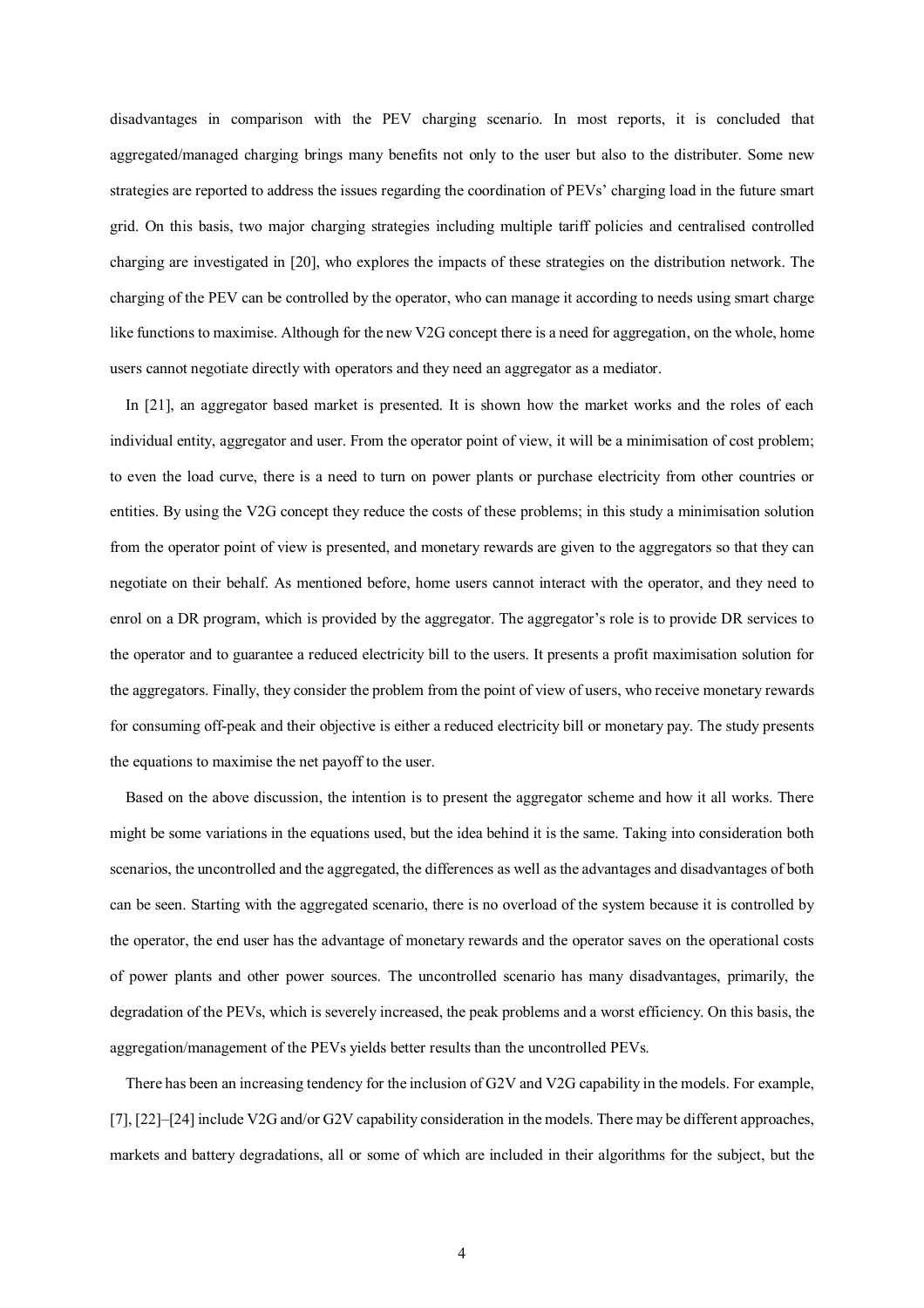disadvantages in comparison with the PEV charging scenario. In most reports, it is concluded that aggregated/managed charging brings many benefits not only to the user but also to the distributer. Some new strategies are reported to address the issues regarding the coordination of PEVs' charging load in the future smart grid. On this basis, two major charging strategies including multiple tariff policies and centralised controlled charging are investigated in [20], who explores the impacts of these strategies on the distribution network. The charging of the PEV can be controlled by the operator, who can manage it according to needs using smart charge like functions to maximise. Although for the new V2G concept there is a need for aggregation, on the whole, home users cannot negotiate directly with operators and they need an aggregator as a mediator.

In [21], an aggregator based market is presented. It is shown how the market works and the roles of each individual entity, aggregator and user. From the operator point of view, it will be a minimisation of cost problem; to even the load curve, there is a need to turn on power plants or purchase electricity from other countries or entities. By using the V2G concept they reduce the costs of these problems; in this study a minimisation solution from the operator point of view is presented, and monetary rewards are given to the aggregators so that they can negotiate on their behalf. As mentioned before, home users cannot interact with the operator, and they need to enrol on a DR program, which is provided by the aggregator. The aggregator's role is to provide DR services to the operator and to guarantee a reduced electricity bill to the users. It presents a profit maximisation solution for the aggregators. Finally, they consider the problem from the point of view of users, who receive monetary rewards for consuming off-peak and their objective is either a reduced electricity bill or monetary pay. The study presents the equations to maximise the net payoff to the user.

Based on the above discussion, the intention is to present the aggregator scheme and how it all works. There might be some variations in the equations used, but the idea behind it is the same. Taking into consideration both scenarios, the uncontrolled and the aggregated, the differences as well as the advantages and disadvantages of both can be seen. Starting with the aggregated scenario, there is no overload of the system because it is controlled by the operator, the end user has the advantage of monetary rewards and the operator saves on the operational costs of power plants and other power sources. The uncontrolled scenario has many disadvantages, primarily, the degradation of the PEVs, which is severely increased, the peak problems and a worst efficiency. On this basis, the aggregation/management of the PEVs yields better results than the uncontrolled PEVs.

There has been an increasing tendency for the inclusion of G2V and V2G capability in the models. For example, [7], [22]–[24] include V2G and/or G2V capability consideration in the models. There may be different approaches, markets and battery degradations, all or some of which are included in their algorithms for the subject, but the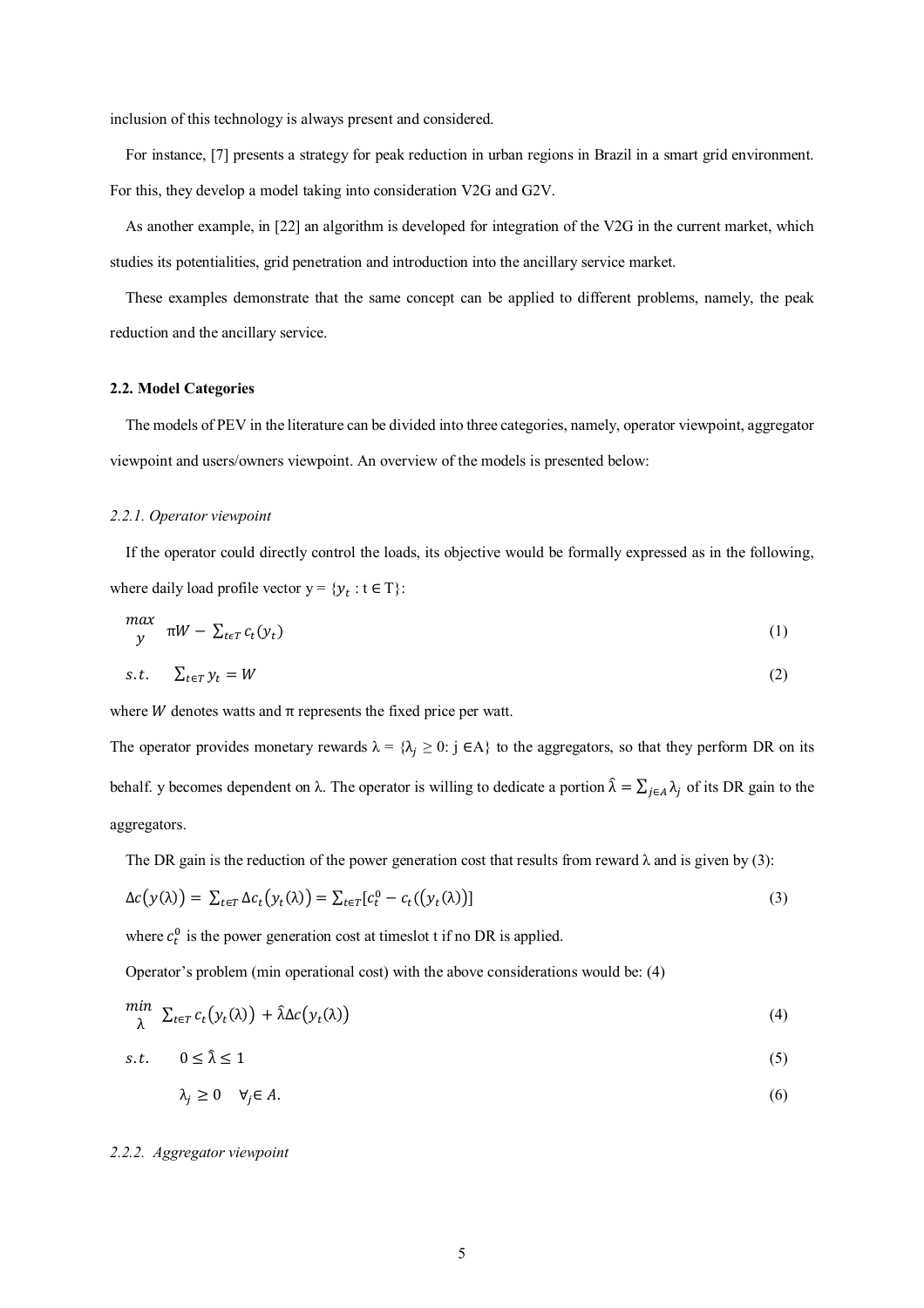inclusion of this technology is always present and considered.

For instance, [7] presents a strategy for peak reduction in urban regions in Brazil in a smart grid environment. For this, they develop a model taking into consideration V2G and G2V.

As another example, in [22] an algorithm is developed for integration of the V2G in the current market, which studies its potentialities, grid penetration and introduction into the ancillary service market.

These examples demonstrate that the same concept can be applied to different problems, namely, the peak reduction and the ancillary service.

### 2.2. Model Categories

The models of PEV in the literature can be divided into three categories, namely, operator viewpoint, aggregator viewpoint and users/owners viewpoint. An overview of the models is presented below:

#### *2.2.1. Operator viewpoint*

If the operator could directly control the loads, its objective would be formally expressed as in the following, where daily load profile vector y = {$y_t$ : t ∈ T}:

$$\max_{y} \quad \pi W - \sum_{t \epsilon T} c_t(y_t) \tag{1}$$

$$s.t. \quad \sum_{t \epsilon T} y_t = W \tag{2}$$

where $W$ denotes watts and π represents the fixed price per watt.

The operator provides monetary rewards λ = {$\lambda_j \geq 0$: j ∈A} to the aggregators, so that they perform DR on its behalf. y becomes dependent on λ. The operator is willing to dedicate a portion $\hat{\lambda} = \sum_{j \in A} \lambda_j$ of its DR gain to the aggregators.

The DR gain is the reduction of the power generation cost that results from reward λ and is given by (3):

$$\Delta c\big(y(\lambda)\big) = \sum_{t \in T} \Delta c_t\big(y_t(\lambda)\big) = \sum_{t \in T}[c_t^0 - c_t(\big(y_t(\lambda)\big)] \tag{3}$$

where $c_t^0$ is the power generation cost at timeslot t if no DR is applied.

Operator's problem (min operational cost) with the above considerations would be: (4)

$$\min_{\lambda} \quad \sum_{t \in T} c_t\big(y_t(\lambda)\big) + \hat{\lambda} \Delta c\big(y_t(\lambda)\big) \tag{4}$$

$$s.t. \quad 0 \leq \hat{\lambda} \leq 1 \tag{5}$$

$$\lambda_j \geq 0 \quad \forall_j \in A. \tag{6}$$

#### *2.2.2. Aggregator viewpoint*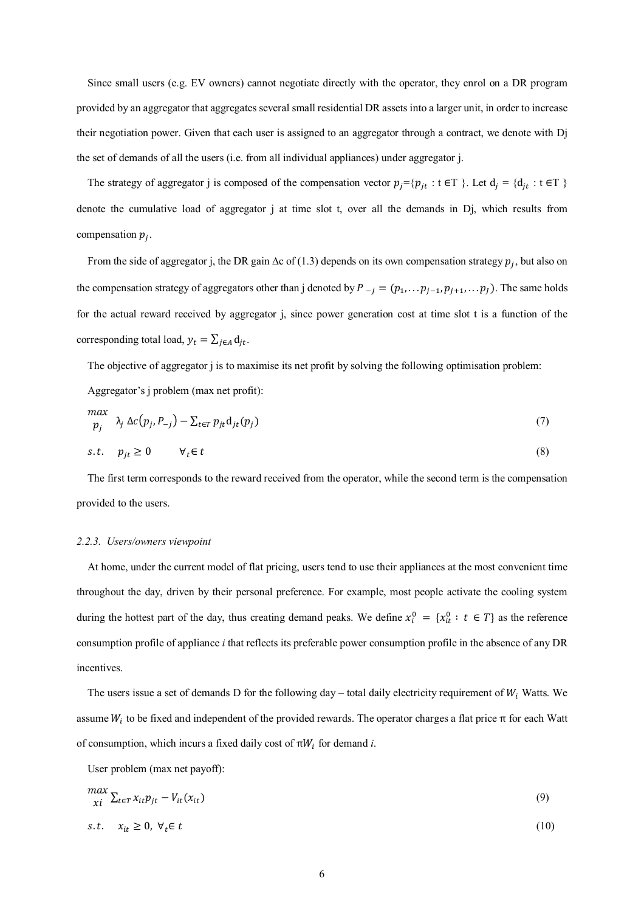Since small users (e.g. EV owners) cannot negotiate directly with the operator, they enrol on a DR program provided by an aggregator that aggregates several small residential DR assets into a larger unit, in order to increase their negotiation power. Given that each user is assigned to an aggregator through a contract, we denote with Dj the set of demands of all the users (i.e. from all individual appliances) under aggregator j.

The strategy of aggregator j is composed of the compensation vector $p_j$={$p_{jt}$ : t ∈T }. Let $d_j$ = {$d_{jt}$ : t ∈T } denote the cumulative load of aggregator j at time slot t, over all the demands in Dj, which results from compensation $p_j$.

From the side of aggregator j, the DR gain Δc of (1.3) depends on its own compensation strategy $p_j$, but also on the compensation strategy of aggregators other than j denoted by $P_{-j} = (p_1, \ldots p_{j-1}, p_{j+1}, \ldots p_J)$. The same holds for the actual reward received by aggregator j, since power generation cost at time slot t is a function of the corresponding total load, $y_t = \sum_{j \in A} d_{jt}$.

The objective of aggregator j is to maximise its net profit by solving the following optimisation problem:

Aggregator's j problem (max net profit):

$$\max_{p_j} \quad \lambda_j \, \Delta c(p_j, P_{-j}) - \sum_{t \in T} p_{jt} d_{jt}(p_j) \tag{7}$$

$$s.t. \quad p_{jt} \geq 0 \qquad \forall_t \in t \tag{8}$$

The first term corresponds to the reward received from the operator, while the second term is the compensation provided to the users.

*2.2.3. Users/owners viewpoint*

At home, under the current model of flat pricing, users tend to use their appliances at the most convenient time throughout the day, driven by their personal preference. For example, most people activate the cooling system during the hottest part of the day, thus creating demand peaks. We define $x_i^0 = \{x_{it}^0 : t \in T\}$ as the reference consumption profile of appliance *i* that reflects its preferable power consumption profile in the absence of any DR incentives.

The users issue a set of demands D for the following day – total daily electricity requirement of $W_i$ Watts. We assume $W_i$ to be fixed and independent of the provided rewards. The operator charges a flat price π for each Watt of consumption, which incurs a fixed daily cost of $\pi W_i$ for demand *i*.

User problem (max net payoff):

$$\max_{xi} \sum_{t \in T} x_{it} p_{jt} - V_{it}(x_{it}) \tag{9}$$

$$s.t. \quad x_{it} \geq 0, \ \forall_t \in t \tag{10}$$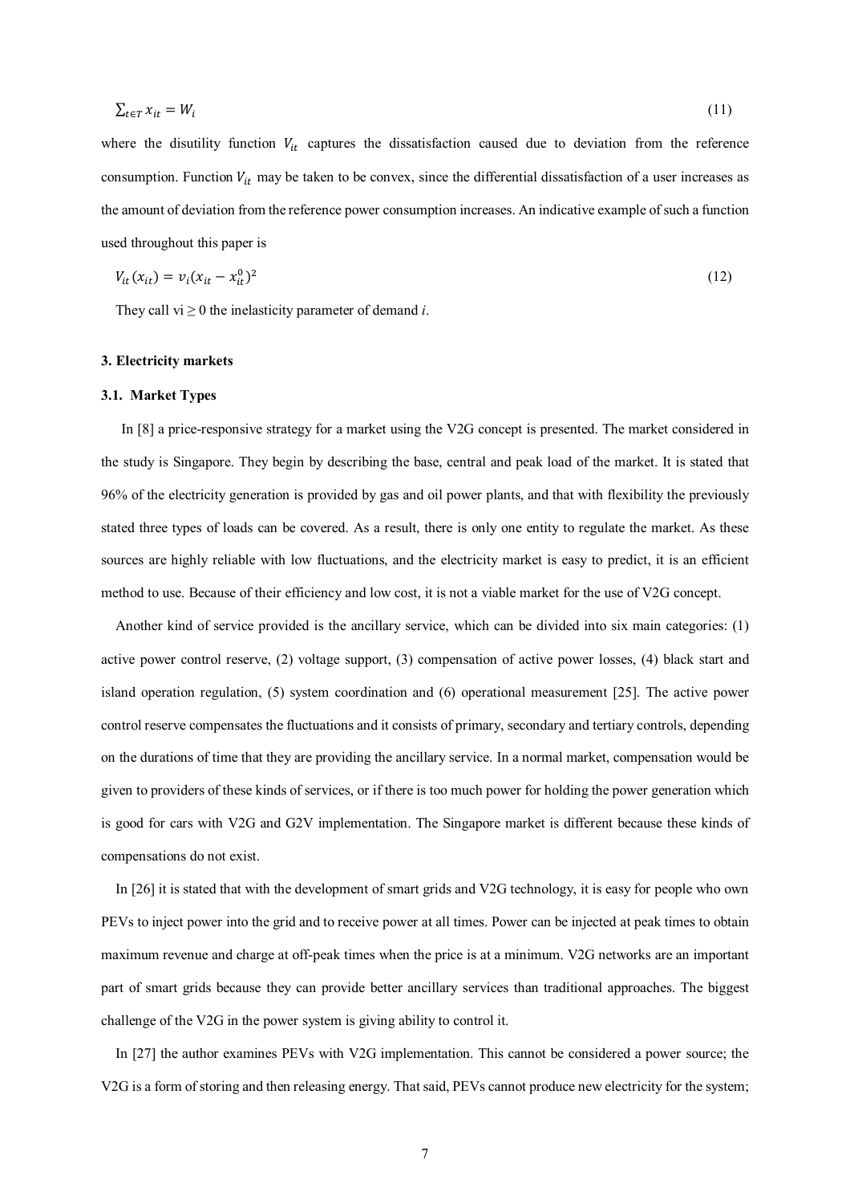$$\sum_{t \in T} x_{it} = W_i \tag{11}$$

where the disutility function $V_{it}$ captures the dissatisfaction caused due to deviation from the reference consumption. Function $V_{it}$ may be taken to be convex, since the differential dissatisfaction of a user increases as the amount of deviation from the reference power consumption increases. An indicative example of such a function used throughout this paper is

$$V_{it}(x_{it}) = v_i(x_{it} - x_{it}^0)^2 \tag{12}$$

They call $v_i \geq 0$ the inelasticity parameter of demand *i*.

## 3. Electricity markets

### 3.1. Market Types

In [8] a price-responsive strategy for a market using the V2G concept is presented. The market considered in the study is Singapore. They begin by describing the base, central and peak load of the market. It is stated that 96% of the electricity generation is provided by gas and oil power plants, and that with flexibility the previously stated three types of loads can be covered. As a result, there is only one entity to regulate the market. As these sources are highly reliable with low fluctuations, and the electricity market is easy to predict, it is an efficient method to use. Because of their efficiency and low cost, it is not a viable market for the use of V2G concept.

Another kind of service provided is the ancillary service, which can be divided into six main categories: (1) active power control reserve, (2) voltage support, (3) compensation of active power losses, (4) black start and island operation regulation, (5) system coordination and (6) operational measurement [25]. The active power control reserve compensates the fluctuations and it consists of primary, secondary and tertiary controls, depending on the durations of time that they are providing the ancillary service. In a normal market, compensation would be given to providers of these kinds of services, or if there is too much power for holding the power generation which is good for cars with V2G and G2V implementation. The Singapore market is different because these kinds of compensations do not exist.

In [26] it is stated that with the development of smart grids and V2G technology, it is easy for people who own PEVs to inject power into the grid and to receive power at all times. Power can be injected at peak times to obtain maximum revenue and charge at off-peak times when the price is at a minimum. V2G networks are an important part of smart grids because they can provide better ancillary services than traditional approaches. The biggest challenge of the V2G in the power system is giving ability to control it.

In [27] the author examines PEVs with V2G implementation. This cannot be considered a power source; the V2G is a form of storing and then releasing energy. That said, PEVs cannot produce new electricity for the system;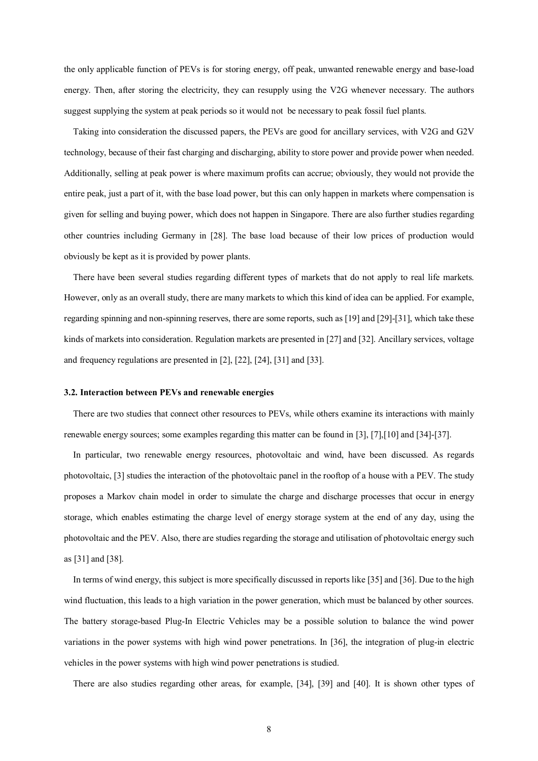the only applicable function of PEVs is for storing energy, off peak, unwanted renewable energy and base-load energy. Then, after storing the electricity, they can resupply using the V2G whenever necessary. The authors suggest supplying the system at peak periods so it would not be necessary to peak fossil fuel plants.

Taking into consideration the discussed papers, the PEVs are good for ancillary services, with V2G and G2V technology, because of their fast charging and discharging, ability to store power and provide power when needed. Additionally, selling at peak power is where maximum profits can accrue; obviously, they would not provide the entire peak, just a part of it, with the base load power, but this can only happen in markets where compensation is given for selling and buying power, which does not happen in Singapore. There are also further studies regarding other countries including Germany in [28]. The base load because of their low prices of production would obviously be kept as it is provided by power plants.

There have been several studies regarding different types of markets that do not apply to real life markets. However, only as an overall study, there are many markets to which this kind of idea can be applied. For example, regarding spinning and non-spinning reserves, there are some reports, such as [19] and [29]-[31], which take these kinds of markets into consideration. Regulation markets are presented in [27] and [32]. Ancillary services, voltage and frequency regulations are presented in [2], [22], [24], [31] and [33].

### 3.2. Interaction between PEVs and renewable energies

There are two studies that connect other resources to PEVs, while others examine its interactions with mainly renewable energy sources; some examples regarding this matter can be found in [3], [7],[10] and [34]-[37].

In particular, two renewable energy resources, photovoltaic and wind, have been discussed. As regards photovoltaic, [3] studies the interaction of the photovoltaic panel in the rooftop of a house with a PEV. The study proposes a Markov chain model in order to simulate the charge and discharge processes that occur in energy storage, which enables estimating the charge level of energy storage system at the end of any day, using the photovoltaic and the PEV. Also, there are studies regarding the storage and utilisation of photovoltaic energy such as [31] and [38].

In terms of wind energy, this subject is more specifically discussed in reports like [35] and [36]. Due to the high wind fluctuation, this leads to a high variation in the power generation, which must be balanced by other sources. The battery storage-based Plug-In Electric Vehicles may be a possible solution to balance the wind power variations in the power systems with high wind power penetrations. In [36], the integration of plug-in electric vehicles in the power systems with high wind power penetrations is studied.

There are also studies regarding other areas, for example, [34], [39] and [40]. It is shown other types of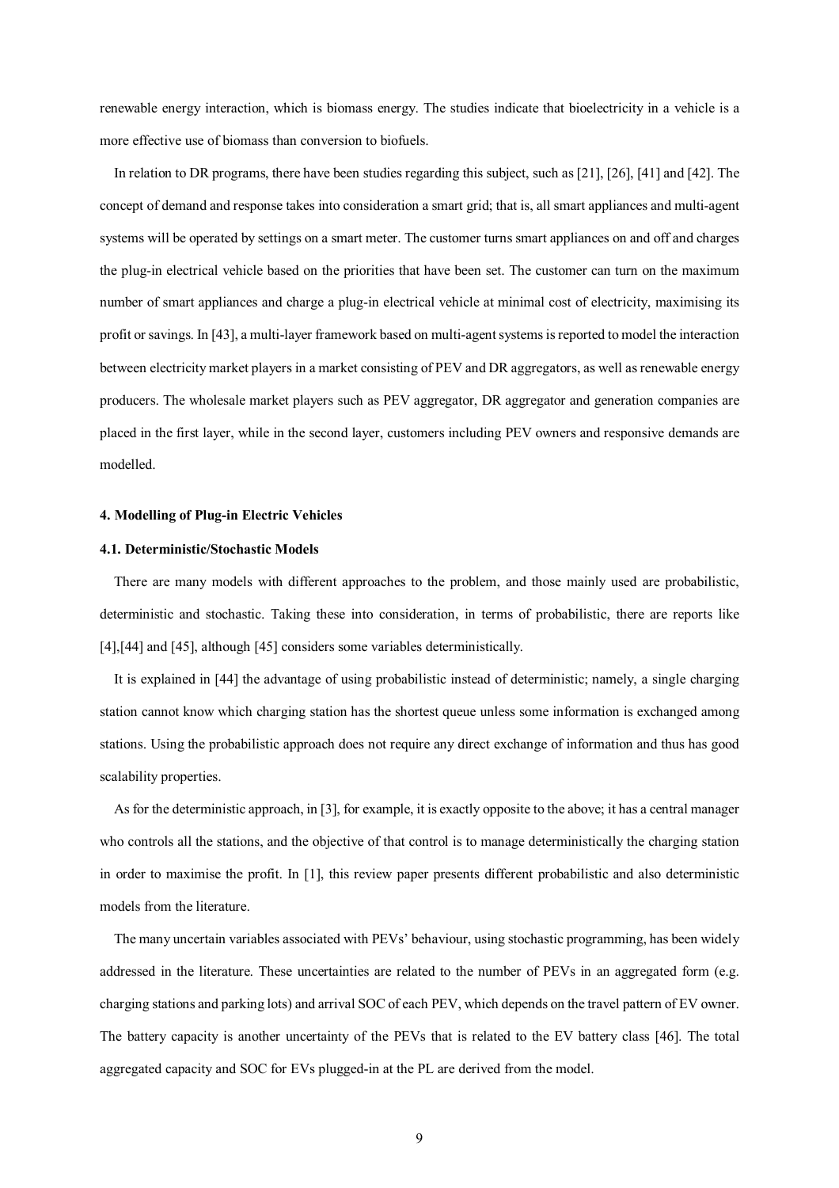renewable energy interaction, which is biomass energy. The studies indicate that bioelectricity in a vehicle is a more effective use of biomass than conversion to biofuels.

In relation to DR programs, there have been studies regarding this subject, such as [21], [26], [41] and [42]. The concept of demand and response takes into consideration a smart grid; that is, all smart appliances and multi-agent systems will be operated by settings on a smart meter. The customer turns smart appliances on and off and charges the plug-in electrical vehicle based on the priorities that have been set. The customer can turn on the maximum number of smart appliances and charge a plug-in electrical vehicle at minimal cost of electricity, maximising its profit or savings. In [43], a multi-layer framework based on multi-agent systems is reported to model the interaction between electricity market players in a market consisting of PEV and DR aggregators, as well as renewable energy producers. The wholesale market players such as PEV aggregator, DR aggregator and generation companies are placed in the first layer, while in the second layer, customers including PEV owners and responsive demands are modelled.

## 4. Modelling of Plug-in Electric Vehicles

### 4.1. Deterministic/Stochastic Models

There are many models with different approaches to the problem, and those mainly used are probabilistic, deterministic and stochastic. Taking these into consideration, in terms of probabilistic, there are reports like [4],[44] and [45], although [45] considers some variables deterministically.

It is explained in [44] the advantage of using probabilistic instead of deterministic; namely, a single charging station cannot know which charging station has the shortest queue unless some information is exchanged among stations. Using the probabilistic approach does not require any direct exchange of information and thus has good scalability properties.

As for the deterministic approach, in [3], for example, it is exactly opposite to the above; it has a central manager who controls all the stations, and the objective of that control is to manage deterministically the charging station in order to maximise the profit. In [1], this review paper presents different probabilistic and also deterministic models from the literature.

The many uncertain variables associated with PEVs' behaviour, using stochastic programming, has been widely addressed in the literature. These uncertainties are related to the number of PEVs in an aggregated form (e.g. charging stations and parking lots) and arrival SOC of each PEV, which depends on the travel pattern of EV owner. The battery capacity is another uncertainty of the PEVs that is related to the EV battery class [46]. The total aggregated capacity and SOC for EVs plugged-in at the PL are derived from the model.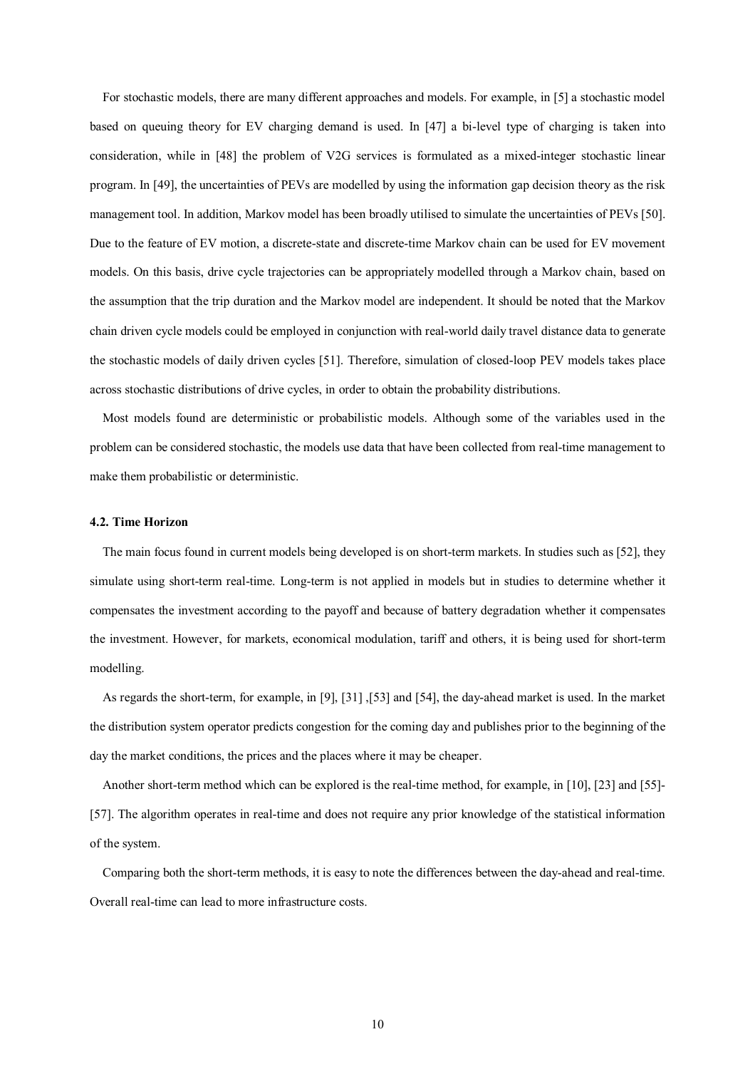For stochastic models, there are many different approaches and models. For example, in [5] a stochastic model based on queuing theory for EV charging demand is used. In [47] a bi-level type of charging is taken into consideration, while in [48] the problem of V2G services is formulated as a mixed-integer stochastic linear program. In [49], the uncertainties of PEVs are modelled by using the information gap decision theory as the risk management tool. In addition, Markov model has been broadly utilised to simulate the uncertainties of PEVs [50]. Due to the feature of EV motion, a discrete-state and discrete-time Markov chain can be used for EV movement models. On this basis, drive cycle trajectories can be appropriately modelled through a Markov chain, based on the assumption that the trip duration and the Markov model are independent. It should be noted that the Markov chain driven cycle models could be employed in conjunction with real-world daily travel distance data to generate the stochastic models of daily driven cycles [51]. Therefore, simulation of closed-loop PEV models takes place across stochastic distributions of drive cycles, in order to obtain the probability distributions.

Most models found are deterministic or probabilistic models. Although some of the variables used in the problem can be considered stochastic, the models use data that have been collected from real-time management to make them probabilistic or deterministic.

### 4.2. Time Horizon

The main focus found in current models being developed is on short-term markets. In studies such as [52], they simulate using short-term real-time. Long-term is not applied in models but in studies to determine whether it compensates the investment according to the payoff and because of battery degradation whether it compensates the investment. However, for markets, economical modulation, tariff and others, it is being used for short-term modelling.

As regards the short-term, for example, in [9], [31] ,[53] and [54], the day-ahead market is used. In the market the distribution system operator predicts congestion for the coming day and publishes prior to the beginning of the day the market conditions, the prices and the places where it may be cheaper.

Another short-term method which can be explored is the real-time method, for example, in [10], [23] and [55]-[57]. The algorithm operates in real-time and does not require any prior knowledge of the statistical information of the system.

Comparing both the short-term methods, it is easy to note the differences between the day-ahead and real-time. Overall real-time can lead to more infrastructure costs.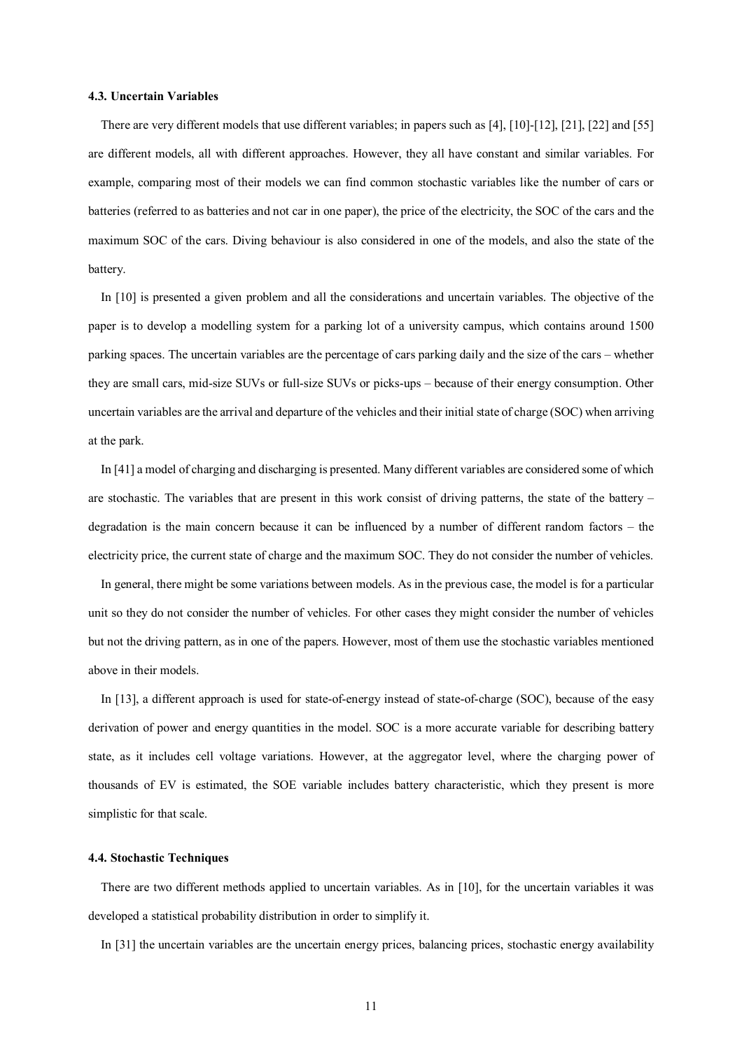### 4.3. Uncertain Variables

There are very different models that use different variables; in papers such as [4], [10]-[12], [21], [22] and [55] are different models, all with different approaches. However, they all have constant and similar variables. For example, comparing most of their models we can find common stochastic variables like the number of cars or batteries (referred to as batteries and not car in one paper), the price of the electricity, the SOC of the cars and the maximum SOC of the cars. Diving behaviour is also considered in one of the models, and also the state of the battery.

In [10] is presented a given problem and all the considerations and uncertain variables. The objective of the paper is to develop a modelling system for a parking lot of a university campus, which contains around 1500 parking spaces. The uncertain variables are the percentage of cars parking daily and the size of the cars – whether they are small cars, mid-size SUVs or full-size SUVs or picks-ups – because of their energy consumption. Other uncertain variables are the arrival and departure of the vehicles and their initial state of charge (SOC) when arriving at the park.

In [41] a model of charging and discharging is presented. Many different variables are considered some of which are stochastic. The variables that are present in this work consist of driving patterns, the state of the battery – degradation is the main concern because it can be influenced by a number of different random factors – the electricity price, the current state of charge and the maximum SOC. They do not consider the number of vehicles.

In general, there might be some variations between models. As in the previous case, the model is for a particular unit so they do not consider the number of vehicles. For other cases they might consider the number of vehicles but not the driving pattern, as in one of the papers. However, most of them use the stochastic variables mentioned above in their models.

In [13], a different approach is used for state-of-energy instead of state-of-charge (SOC), because of the easy derivation of power and energy quantities in the model. SOC is a more accurate variable for describing battery state, as it includes cell voltage variations. However, at the aggregator level, where the charging power of thousands of EV is estimated, the SOE variable includes battery characteristic, which they present is more simplistic for that scale.

### 4.4. Stochastic Techniques

There are two different methods applied to uncertain variables. As in [10], for the uncertain variables it was developed a statistical probability distribution in order to simplify it.

In [31] the uncertain variables are the uncertain energy prices, balancing prices, stochastic energy availability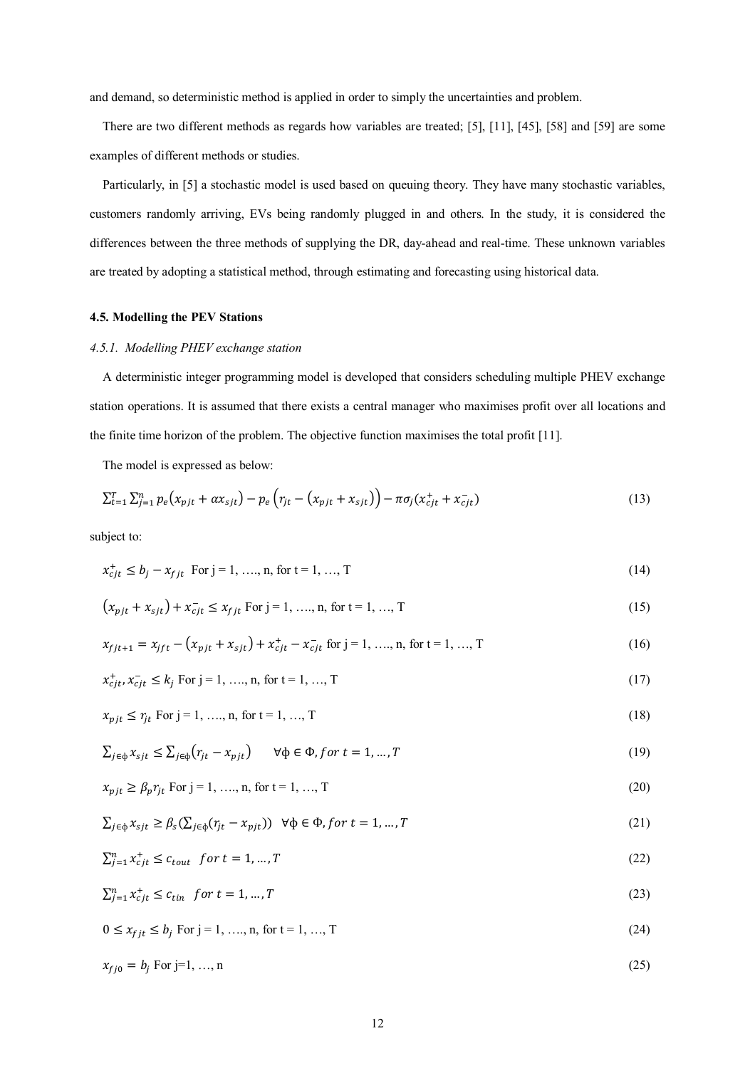and demand, so deterministic method is applied in order to simply the uncertainties and problem.

There are two different methods as regards how variables are treated; [5], [11], [45], [58] and [59] are some examples of different methods or studies.

Particularly, in [5] a stochastic model is used based on queuing theory. They have many stochastic variables, customers randomly arriving, EVs being randomly plugged in and others. In the study, it is considered the differences between the three methods of supplying the DR, day-ahead and real-time. These unknown variables are treated by adopting a statistical method, through estimating and forecasting using historical data.

### 4.5. Modelling the PEV Stations

#### *4.5.1. Modelling PHEV exchange station*

A deterministic integer programming model is developed that considers scheduling multiple PHEV exchange station operations. It is assumed that there exists a central manager who maximises profit over all locations and the finite time horizon of the problem. The objective function maximises the total profit [11].

The model is expressed as below:

$$\sum_{t=1}^{T}\sum_{j=1}^{n} p_e\left(x_{pjt} + \alpha x_{sjt}\right) - p_e\left(r_{jt} - \left(x_{pjt} + x_{sjt}\right)\right) - \pi\sigma_j\left(x_{cjt}^{+} + x_{cjt}^{-}\right) \tag{13}$$

subject to:

$$x_{cjt}^{+} \leq b_j - x_{fjt} \quad \text{For j = 1, …., n, for t = 1, …, T} \tag{14}$$

$$\left(x_{pjt} + x_{sjt}\right) + x_{cjt}^{-} \leq x_{fjt} \quad \text{For j = 1, …., n, for t = 1, …, T} \tag{15}$$

$$x_{fjt+1} = x_{jft} - \left(x_{pjt} + x_{sjt}\right) + x_{cjt}^{+} - x_{cjt}^{-} \quad \text{for j = 1, …., n, for t = 1, …, T} \tag{16}$$

$$x_{cjt}^{+}, x_{cjt}^{-} \leq k_j \quad \text{For j = 1, …., n, for t = 1, …, T} \tag{17}$$

$$x_{pjt} \leq r_{jt} \quad \text{For j = 1, …., n, for t = 1, …, T} \tag{18}$$

$$\sum_{j\in\phi} x_{sjt} \leq \sum_{j\in\phi}\left(r_{jt} - x_{pjt}\right) \qquad \forall\phi \in \Phi, for\ t = 1, \ldots, T \tag{19}$$

$$x_{pjt} \geq \beta_p r_{jt} \quad \text{For j = 1, …., n, for t = 1, …, T} \tag{20}$$

$$\sum_{j\in\phi} x_{sjt} \geq \beta_s\left(\sum_{j\in\phi}\left(r_{jt} - x_{pjt}\right)\right) \quad \forall\phi \in \Phi, for\ t = 1, \ldots, T \tag{21}$$

$$\sum_{j=1}^{n} x_{cjt}^{+} \leq c_{tout} \quad for\ t = 1, \ldots, T \tag{22}$$

$$\sum_{j=1}^{n} x_{cjt}^{+} \leq c_{tin} \quad for\ t = 1, \ldots, T \tag{23}$$

$$0 \leq x_{fjt} \leq b_j \quad \text{For j = 1, …., n, for t = 1, …, T} \tag{24}$$

$$x_{fj0} = b_j \quad \text{For j=1, …, n} \tag{25}$$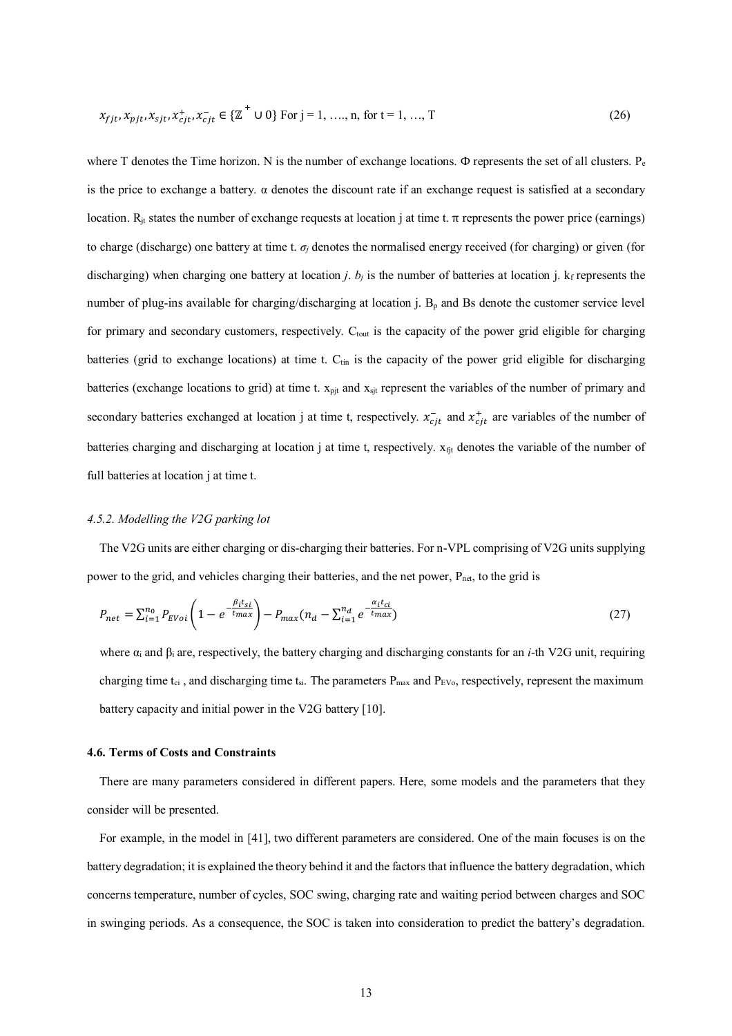$$x_{fjt}, x_{pjt}, x_{sjt}, x^{+}_{cjt}, x^{-}_{cjt} \in \{\mathbb{Z}^{+} \cup 0\} \text{ For j = 1, …., n, for t = 1, …, T} \tag{26}$$

where T denotes the Time horizon. N is the number of exchange locations. Φ represents the set of all clusters. $P_e$ is the price to exchange a battery. α denotes the discount rate if an exchange request is satisfied at a secondary location. $R_{jt}$ states the number of exchange requests at location j at time t. π represents the power price (earnings) to charge (discharge) one battery at time t. $\sigma_j$ denotes the normalised energy received (for charging) or given (for discharging) when charging one battery at location *j*. $b_j$ is the number of batteries at location j. $k_f$ represents the number of plug-ins available for charging/discharging at location j. $B_p$ and Bs denote the customer service level for primary and secondary customers, respectively. $C_{tout}$ is the capacity of the power grid eligible for charging batteries (grid to exchange locations) at time t. $C_{tin}$ is the capacity of the power grid eligible for discharging batteries (exchange locations to grid) at time t. $x_{pjt}$ and $x_{sjt}$ represent the variables of the number of primary and secondary batteries exchanged at location j at time t, respectively. $x^{-}_{cjt}$ and $x^{+}_{cjt}$ are variables of the number of batteries charging and discharging at location j at time t, respectively. $x_{fjt}$ denotes the variable of the number of full batteries at location j at time t.

### *4.5.2. Modelling the V2G parking lot*

The V2G units are either charging or dis-charging their batteries. For n-VPL comprising of V2G units supplying power to the grid, and vehicles charging their batteries, and the net power, $P_{net}$, to the grid is

$$P_{net} = \sum_{i=1}^{n_0} P_{EVoi}\left(1 - e^{-\frac{\beta_i t_{si}}{t_{max}}}\right) - P_{max}(n_d - \sum_{i=1}^{n_d} e^{-\frac{\alpha_i t_{ci}}{t_{max}}}) \tag{27}$$

where $\alpha_i$ and $\beta_i$ are, respectively, the battery charging and discharging constants for an *i*-th V2G unit, requiring charging time $t_{ci}$, and discharging time $t_{si}$. The parameters $P_{max}$ and $P_{EVo}$, respectively, represent the maximum battery capacity and initial power in the V2G battery [10].

### 4.6. Terms of Costs and Constraints

There are many parameters considered in different papers. Here, some models and the parameters that they consider will be presented.

For example, in the model in [41], two different parameters are considered. One of the main focuses is on the battery degradation; it is explained the theory behind it and the factors that influence the battery degradation, which concerns temperature, number of cycles, SOC swing, charging rate and waiting period between charges and SOC in swinging periods. As a consequence, the SOC is taken into consideration to predict the battery's degradation.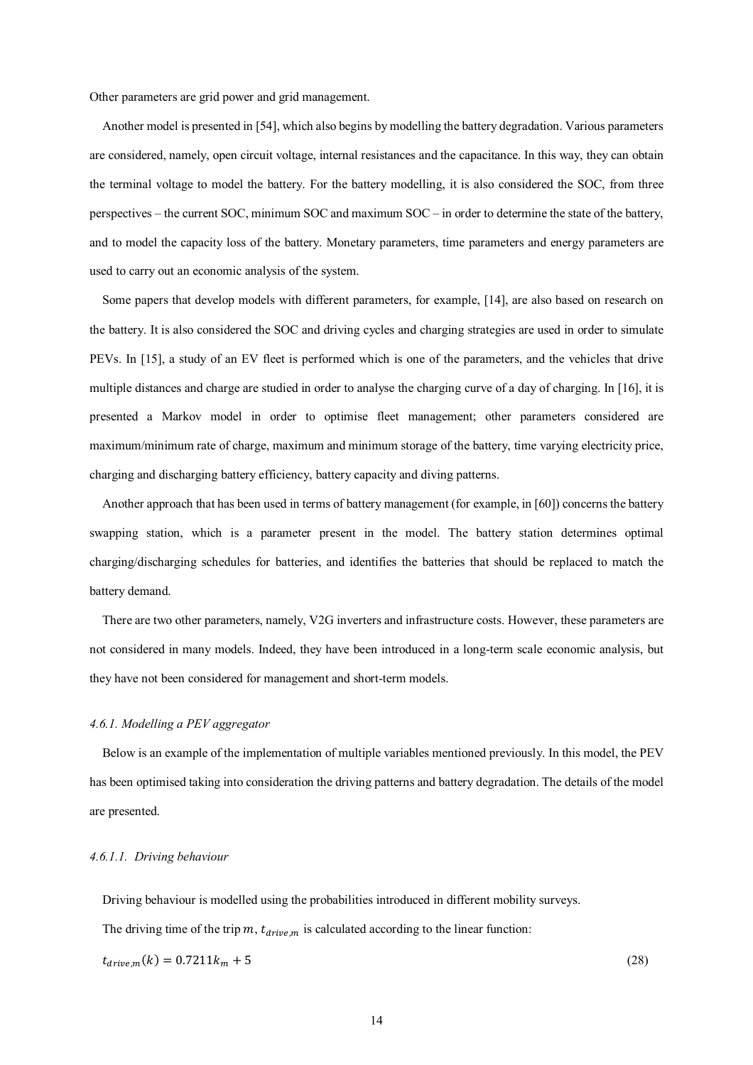Other parameters are grid power and grid management.

Another model is presented in [54], which also begins by modelling the battery degradation. Various parameters are considered, namely, open circuit voltage, internal resistances and the capacitance. In this way, they can obtain the terminal voltage to model the battery. For the battery modelling, it is also considered the SOC, from three perspectives – the current SOC, minimum SOC and maximum SOC – in order to determine the state of the battery, and to model the capacity loss of the battery. Monetary parameters, time parameters and energy parameters are used to carry out an economic analysis of the system.

Some papers that develop models with different parameters, for example, [14], are also based on research on the battery. It is also considered the SOC and driving cycles and charging strategies are used in order to simulate PEVs. In [15], a study of an EV fleet is performed which is one of the parameters, and the vehicles that drive multiple distances and charge are studied in order to analyse the charging curve of a day of charging. In [16], it is presented a Markov model in order to optimise fleet management; other parameters considered are maximum/minimum rate of charge, maximum and minimum storage of the battery, time varying electricity price, charging and discharging battery efficiency, battery capacity and diving patterns.

Another approach that has been used in terms of battery management (for example, in [60]) concerns the battery swapping station, which is a parameter present in the model. The battery station determines optimal charging/discharging schedules for batteries, and identifies the batteries that should be replaced to match the battery demand.

There are two other parameters, namely, V2G inverters and infrastructure costs. However, these parameters are not considered in many models. Indeed, they have been introduced in a long-term scale economic analysis, but they have not been considered for management and short-term models.

#### *4.6.1. Modelling a PEV aggregator*

Below is an example of the implementation of multiple variables mentioned previously. In this model, the PEV has been optimised taking into consideration the driving patterns and battery degradation. The details of the model are presented.

##### *4.6.1.1. Driving behaviour*

Driving behaviour is modelled using the probabilities introduced in different mobility surveys.

The driving time of the trip $m$, $t_{drive,m}$ is calculated according to the linear function:

$$t_{drive,m}(k) = 0.7211k_m + 5 \tag{28}$$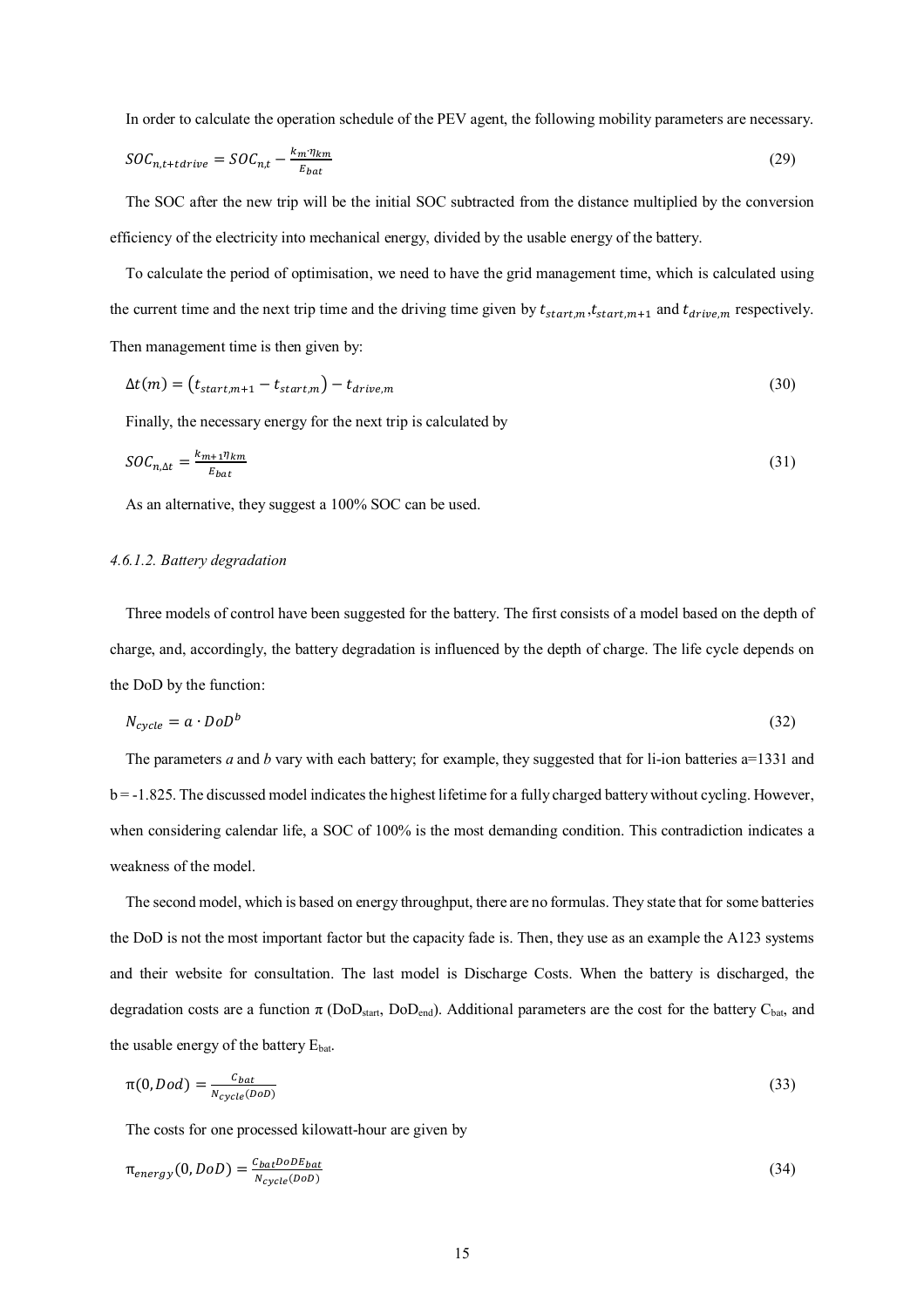In order to calculate the operation schedule of the PEV agent, the following mobility parameters are necessary.

$$SOC_{n,t+tdrive} = SOC_{n,t} - \frac{k_m \cdot \eta_{km}}{E_{bat}} \tag{29}$$

The SOC after the new trip will be the initial SOC subtracted from the distance multiplied by the conversion efficiency of the electricity into mechanical energy, divided by the usable energy of the battery.

To calculate the period of optimisation, we need to have the grid management time, which is calculated using the current time and the next trip time and the driving time given by $t_{start,m}$,$t_{start,m+1}$ and $t_{drive,m}$ respectively. Then management time is then given by:

$$\Delta t(m) = \left(t_{start,m+1} - t_{start,m}\right) - t_{drive,m} \tag{30}$$

Finally, the necessary energy for the next trip is calculated by

$$SOC_{n,\Delta t} = \frac{k_{m+1}\eta_{km}}{E_{bat}} \tag{31}$$

As an alternative, they suggest a 100% SOC can be used.

#### *4.6.1.2. Battery degradation*

Three models of control have been suggested for the battery. The first consists of a model based on the depth of charge, and, accordingly, the battery degradation is influenced by the depth of charge. The life cycle depends on the DoD by the function:

$$N_{cycle} = a \cdot DoD^{b} \tag{32}$$

The parameters *a* and *b* vary with each battery; for example, they suggested that for li-ion batteries a=1331 and b = -1.825. The discussed model indicates the highest lifetime for a fully charged battery without cycling. However, when considering calendar life, a SOC of 100% is the most demanding condition. This contradiction indicates a weakness of the model.

The second model, which is based on energy throughput, there are no formulas. They state that for some batteries the DoD is not the most important factor but the capacity fade is. Then, they use as an example the A123 systems and their website for consultation. The last model is Discharge Costs. When the battery is discharged, the degradation costs are a function π ($DoD_{start}$, $DoD_{end}$). Additional parameters are the cost for the battery $C_{bat}$, and the usable energy of the battery $E_{bat}$.

$$\pi(0, Dod) = \frac{C_{bat}}{N_{cycle}(DoD)} \tag{33}$$

The costs for one processed kilowatt-hour are given by

$$\pi_{energy}(0, DoD) = \frac{C_{bat} DoD E_{bat}}{N_{cycle}(DoD)} \tag{34}$$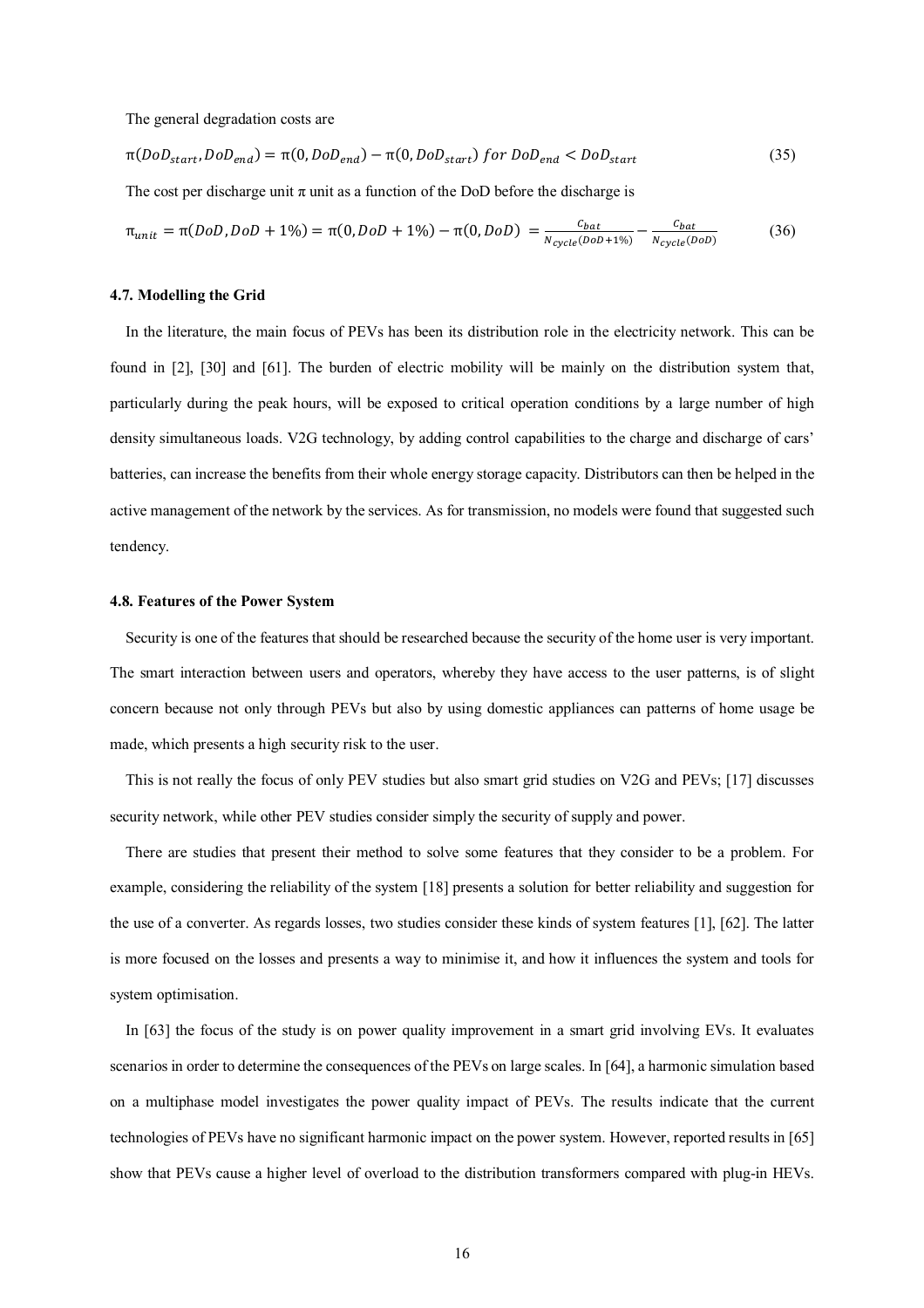The general degradation costs are

$$\pi(DoD_{start}, DoD_{end}) = \pi(0, DoD_{end}) - \pi(0, DoD_{start}) \; for \; DoD_{end} < DoD_{start} \tag{35}$$

The cost per discharge unit π unit as a function of the DoD before the discharge is

$$\pi_{unit} = \pi(DoD, DoD + 1\%) = \pi(0, DoD + 1\%) - \pi(0, DoD) = \frac{C_{bat}}{N_{cycle}(DoD+1\%)} - \frac{C_{bat}}{N_{cycle}(DoD)} \tag{36}$$

#### 4.7. Modelling the Grid

In the literature, the main focus of PEVs has been its distribution role in the electricity network. This can be found in [2], [30] and [61]. The burden of electric mobility will be mainly on the distribution system that, particularly during the peak hours, will be exposed to critical operation conditions by a large number of high density simultaneous loads. V2G technology, by adding control capabilities to the charge and discharge of cars' batteries, can increase the benefits from their whole energy storage capacity. Distributors can then be helped in the active management of the network by the services. As for transmission, no models were found that suggested such tendency.

#### 4.8. Features of the Power System

Security is one of the features that should be researched because the security of the home user is very important. The smart interaction between users and operators, whereby they have access to the user patterns, is of slight concern because not only through PEVs but also by using domestic appliances can patterns of home usage be made, which presents a high security risk to the user.

This is not really the focus of only PEV studies but also smart grid studies on V2G and PEVs; [17] discusses security network, while other PEV studies consider simply the security of supply and power.

There are studies that present their method to solve some features that they consider to be a problem. For example, considering the reliability of the system [18] presents a solution for better reliability and suggestion for the use of a converter. As regards losses, two studies consider these kinds of system features [1], [62]. The latter is more focused on the losses and presents a way to minimise it, and how it influences the system and tools for system optimisation.

In [63] the focus of the study is on power quality improvement in a smart grid involving EVs. It evaluates scenarios in order to determine the consequences of the PEVs on large scales. In [64], a harmonic simulation based on a multiphase model investigates the power quality impact of PEVs. The results indicate that the current technologies of PEVs have no significant harmonic impact on the power system. However, reported results in [65] show that PEVs cause a higher level of overload to the distribution transformers compared with plug-in HEVs.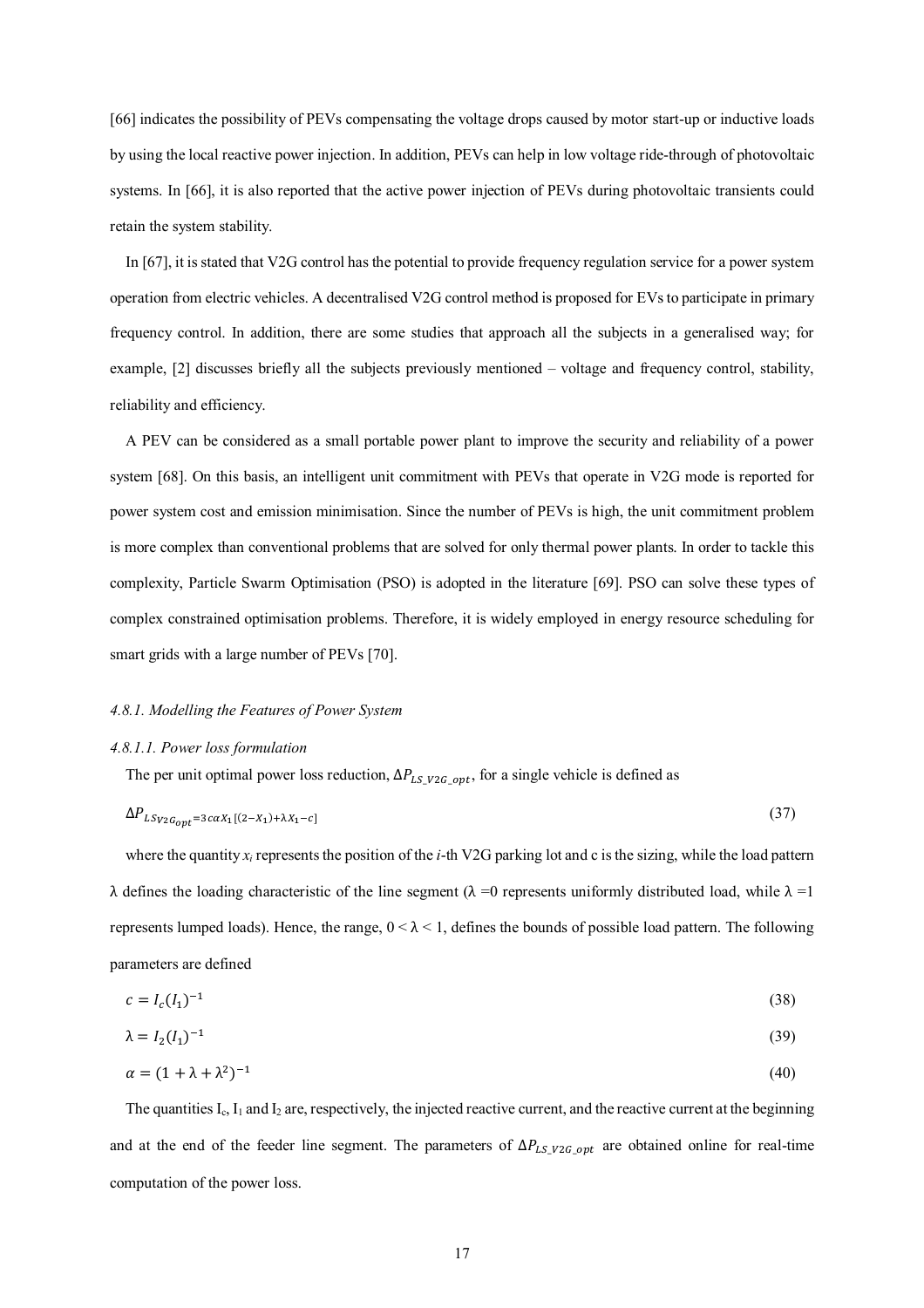[66] indicates the possibility of PEVs compensating the voltage drops caused by motor start-up or inductive loads by using the local reactive power injection. In addition, PEVs can help in low voltage ride-through of photovoltaic systems. In [66], it is also reported that the active power injection of PEVs during photovoltaic transients could retain the system stability.

In [67], it is stated that V2G control has the potential to provide frequency regulation service for a power system operation from electric vehicles. A decentralised V2G control method is proposed for EVs to participate in primary frequency control. In addition, there are some studies that approach all the subjects in a generalised way; for example, [2] discusses briefly all the subjects previously mentioned – voltage and frequency control, stability, reliability and efficiency.

A PEV can be considered as a small portable power plant to improve the security and reliability of a power system [68]. On this basis, an intelligent unit commitment with PEVs that operate in V2G mode is reported for power system cost and emission minimisation. Since the number of PEVs is high, the unit commitment problem is more complex than conventional problems that are solved for only thermal power plants. In order to tackle this complexity, Particle Swarm Optimisation (PSO) is adopted in the literature [69]. PSO can solve these types of complex constrained optimisation problems. Therefore, it is widely employed in energy resource scheduling for smart grids with a large number of PEVs [70].

#### *4.8.1. Modelling the Features of Power System*

##### *4.8.1.1. Power loss formulation*

The per unit optimal power loss reduction, $\Delta P_{LS\_V2G\_opt}$, for a single vehicle is defined as

$$\Delta P_{LS_{V2G_{opt}}=3c\alpha X_1[(2-X_1)+\lambda X_1-c]} \tag{37}$$

where the quantity $x_i$ represents the position of the *i*-th V2G parking lot and c is the sizing, while the load pattern λ defines the loading characteristic of the line segment (λ =0 represents uniformly distributed load, while λ =1 represents lumped loads). Hence, the range, $0 < \lambda < 1$, defines the bounds of possible load pattern. The following parameters are defined

$$c = I_c(I_1)^{-1} \tag{38}$$

$$\lambda = I_2(I_1)^{-1} \tag{39}$$

$$\alpha = (1 + \lambda + \lambda^2)^{-1} \tag{40}$$

The quantities $I_c$, $I_1$ and $I_2$ are, respectively, the injected reactive current, and the reactive current at the beginning and at the end of the feeder line segment. The parameters of $\Delta P_{LS\_V2G\_opt}$ are obtained online for real-time computation of the power loss.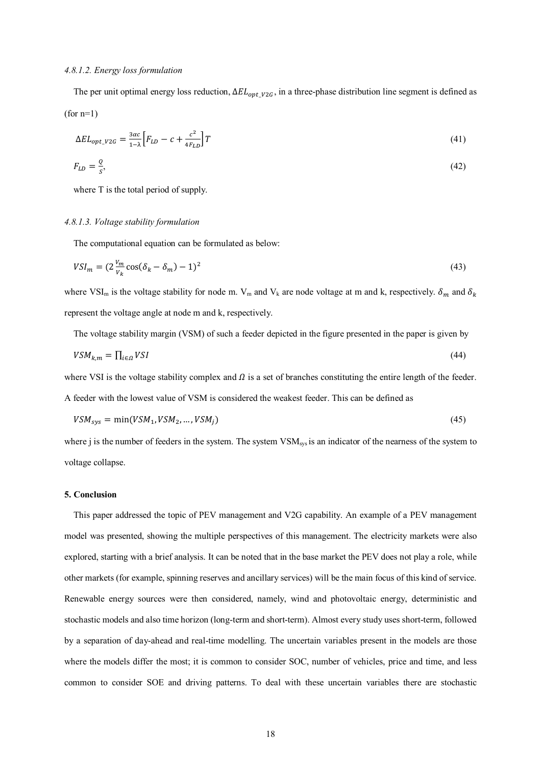#### *4.8.1.2. Energy loss formulation*

The per unit optimal energy loss reduction, $\Delta EL_{opt\_V2G}$, in a three-phase distribution line segment is defined as (for n=1)

$$\Delta EL_{opt\_V2G} = \frac{3\alpha c}{1-\lambda}\left[F_{LD} - c + \frac{c^2}{4F_{LD}}\right]T \tag{41}$$

$$F_{LD} = \frac{Q}{S}, \tag{42}$$

where T is the total period of supply.

#### *4.8.1.3. Voltage stability formulation*

The computational equation can be formulated as below:

$$VSI_m = (2\frac{V_m}{V_k}\cos(\delta_k - \delta_m) - 1)^2 \tag{43}$$

where $VSI_m$ is the voltage stability for node m. $V_m$ and $V_k$ are node voltage at m and k, respectively. $\delta_m$ and $\delta_k$ represent the voltage angle at node m and k, respectively.

The voltage stability margin (VSM) of such a feeder depicted in the figure presented in the paper is given by

$$VSM_{k,m} = \prod_{i\in\Omega} VSI \tag{44}$$

where VSI is the voltage stability complex and $\Omega$ is a set of branches constituting the entire length of the feeder. A feeder with the lowest value of VSM is considered the weakest feeder. This can be defined as

$$VSM_{sys} = \min(VSM_1, VSM_2, \ldots, VSM_j) \tag{45}$$

where j is the number of feeders in the system. The system $VSM_{sys}$ is an indicator of the nearness of the system to voltage collapse.

## **5. Conclusion**

This paper addressed the topic of PEV management and V2G capability. An example of a PEV management model was presented, showing the multiple perspectives of this management. The electricity markets were also explored, starting with a brief analysis. It can be noted that in the base market the PEV does not play a role, while other markets (for example, spinning reserves and ancillary services) will be the main focus of this kind of service. Renewable energy sources were then considered, namely, wind and photovoltaic energy, deterministic and stochastic models and also time horizon (long-term and short-term). Almost every study uses short-term, followed by a separation of day-ahead and real-time modelling. The uncertain variables present in the models are those where the models differ the most; it is common to consider SOC, number of vehicles, price and time, and less common to consider SOE and driving patterns. To deal with these uncertain variables there are stochastic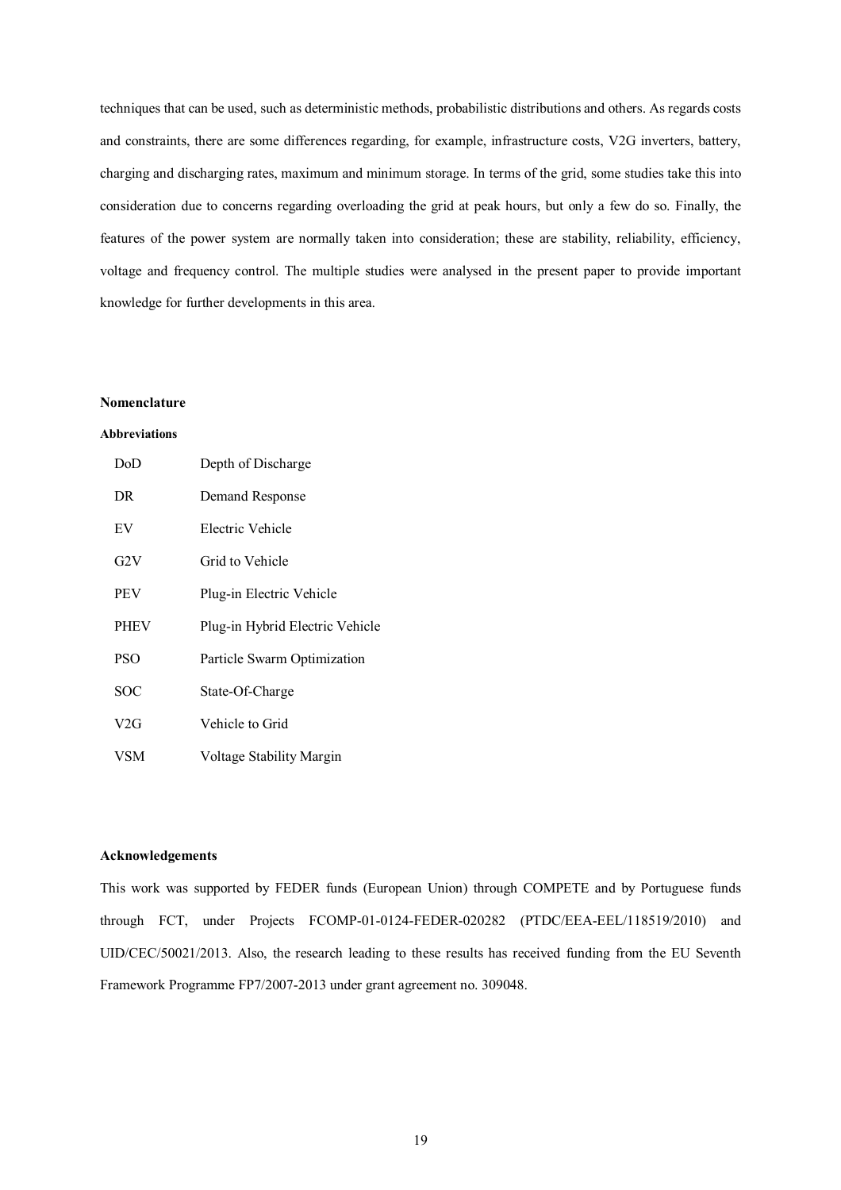techniques that can be used, such as deterministic methods, probabilistic distributions and others. As regards costs and constraints, there are some differences regarding, for example, infrastructure costs, V2G inverters, battery, charging and discharging rates, maximum and minimum storage. In terms of the grid, some studies take this into consideration due to concerns regarding overloading the grid at peak hours, but only a few do so. Finally, the features of the power system are normally taken into consideration; these are stability, reliability, efficiency, voltage and frequency control. The multiple studies were analysed in the present paper to provide important knowledge for further developments in this area.

## Nomenclature

### Abbreviations

| | |
|---|---|
| DoD | Depth of Discharge |
| DR | Demand Response |
| EV | Electric Vehicle |
| G2V | Grid to Vehicle |
| PEV | Plug-in Electric Vehicle |
| PHEV | Plug-in Hybrid Electric Vehicle |
| PSO | Particle Swarm Optimization |
| SOC | State-Of-Charge |
| V2G | Vehicle to Grid |
| VSM | Voltage Stability Margin |

## Acknowledgements

This work was supported by FEDER funds (European Union) through COMPETE and by Portuguese funds through FCT, under Projects FCOMP-01-0124-FEDER-020282 (PTDC/EEA-EEL/118519/2010) and UID/CEC/50021/2013. Also, the research leading to these results has received funding from the EU Seventh Framework Programme FP7/2007-2013 under grant agreement no. 309048.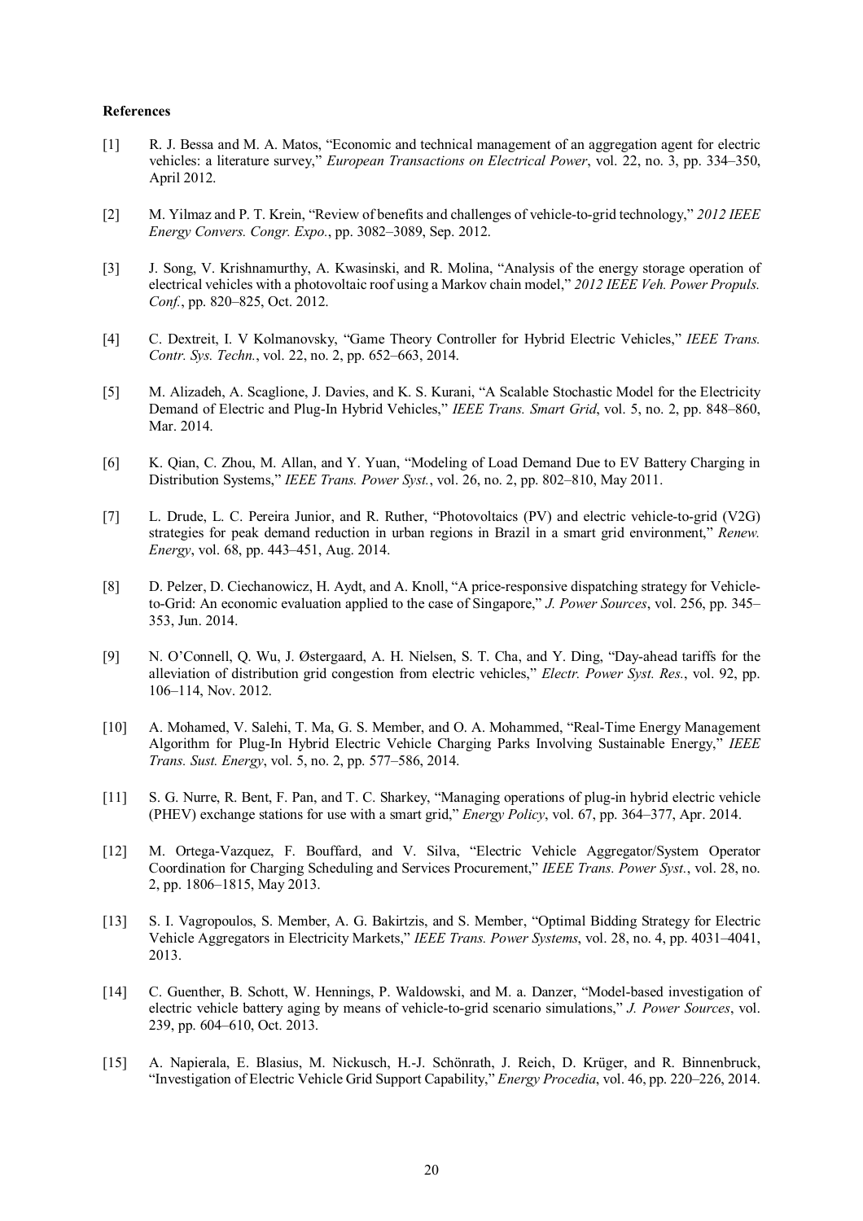**References**

[1] R. J. Bessa and M. A. Matos, "Economic and technical management of an aggregation agent for electric vehicles: a literature survey," *European Transactions on Electrical Power*, vol. 22, no. 3, pp. 334–350, April 2012.

[2] M. Yilmaz and P. T. Krein, "Review of benefits and challenges of vehicle-to-grid technology," *2012 IEEE Energy Convers. Congr. Expo.*, pp. 3082–3089, Sep. 2012.

[3] J. Song, V. Krishnamurthy, A. Kwasinski, and R. Molina, "Analysis of the energy storage operation of electrical vehicles with a photovoltaic roof using a Markov chain model," *2012 IEEE Veh. Power Propuls. Conf.*, pp. 820–825, Oct. 2012.

[4] C. Dextreit, I. V Kolmanovsky, "Game Theory Controller for Hybrid Electric Vehicles," *IEEE Trans. Contr. Sys. Techn.*, vol. 22, no. 2, pp. 652–663, 2014.

[5] M. Alizadeh, A. Scaglione, J. Davies, and K. S. Kurani, "A Scalable Stochastic Model for the Electricity Demand of Electric and Plug-In Hybrid Vehicles," *IEEE Trans. Smart Grid*, vol. 5, no. 2, pp. 848–860, Mar. 2014.

[6] K. Qian, C. Zhou, M. Allan, and Y. Yuan, "Modeling of Load Demand Due to EV Battery Charging in Distribution Systems," *IEEE Trans. Power Syst.*, vol. 26, no. 2, pp. 802–810, May 2011.

[7] L. Drude, L. C. Pereira Junior, and R. Ruther, "Photovoltaics (PV) and electric vehicle-to-grid (V2G) strategies for peak demand reduction in urban regions in Brazil in a smart grid environment," *Renew. Energy*, vol. 68, pp. 443–451, Aug. 2014.

[8] D. Pelzer, D. Ciechanowicz, H. Aydt, and A. Knoll, "A price-responsive dispatching strategy for Vehicle-to-Grid: An economic evaluation applied to the case of Singapore," *J. Power Sources*, vol. 256, pp. 345–353, Jun. 2014.

[9] N. O'Connell, Q. Wu, J. Østergaard, A. H. Nielsen, S. T. Cha, and Y. Ding, "Day-ahead tariffs for the alleviation of distribution grid congestion from electric vehicles," *Electr. Power Syst. Res.*, vol. 92, pp. 106–114, Nov. 2012.

[10] A. Mohamed, V. Salehi, T. Ma, G. S. Member, and O. A. Mohammed, "Real-Time Energy Management Algorithm for Plug-In Hybrid Electric Vehicle Charging Parks Involving Sustainable Energy," *IEEE Trans. Sust. Energy*, vol. 5, no. 2, pp. 577–586, 2014.

[11] S. G. Nurre, R. Bent, F. Pan, and T. C. Sharkey, "Managing operations of plug-in hybrid electric vehicle (PHEV) exchange stations for use with a smart grid," *Energy Policy*, vol. 67, pp. 364–377, Apr. 2014.

[12] M. Ortega-Vazquez, F. Bouffard, and V. Silva, "Electric Vehicle Aggregator/System Operator Coordination for Charging Scheduling and Services Procurement," *IEEE Trans. Power Syst.*, vol. 28, no. 2, pp. 1806–1815, May 2013.

[13] S. I. Vagropoulos, S. Member, A. G. Bakirtzis, and S. Member, "Optimal Bidding Strategy for Electric Vehicle Aggregators in Electricity Markets," *IEEE Trans. Power Systems*, vol. 28, no. 4, pp. 4031–4041, 2013.

[14] C. Guenther, B. Schott, W. Hennings, P. Waldowski, and M. a. Danzer, "Model-based investigation of electric vehicle battery aging by means of vehicle-to-grid scenario simulations," *J. Power Sources*, vol. 239, pp. 604–610, Oct. 2013.

[15] A. Napierala, E. Blasius, M. Nickusch, H.-J. Schönrath, J. Reich, D. Krüger, and R. Binnenbruck, "Investigation of Electric Vehicle Grid Support Capability," *Energy Procedia*, vol. 46, pp. 220–226, 2014.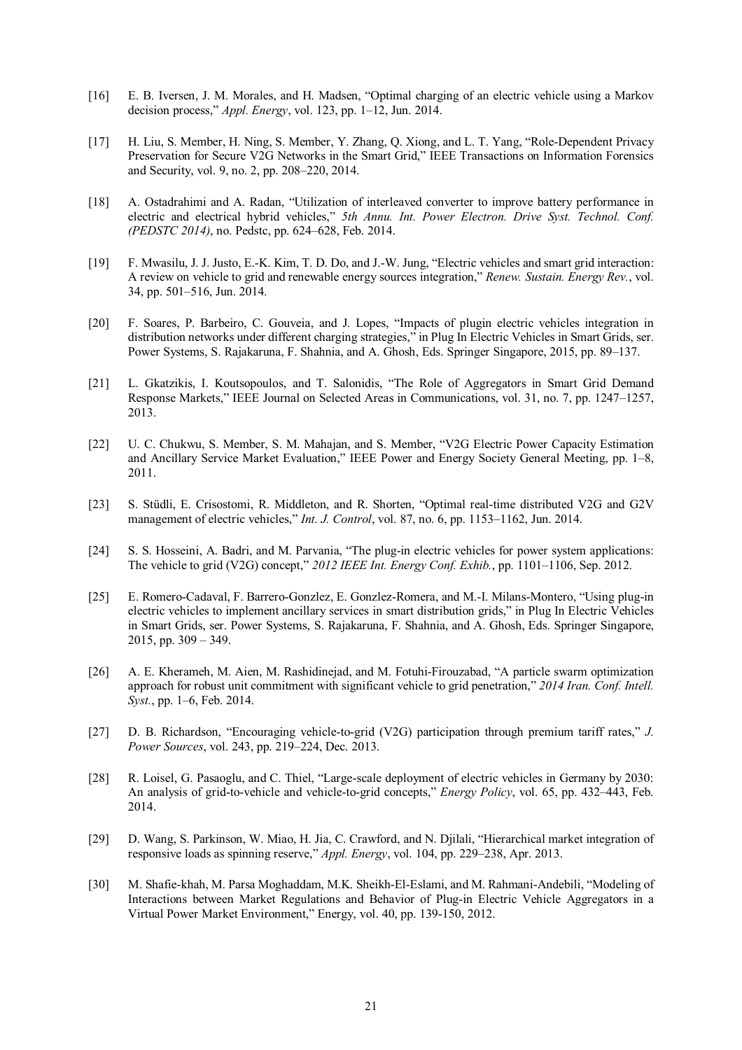[16] E. B. Iversen, J. M. Morales, and H. Madsen, "Optimal charging of an electric vehicle using a Markov decision process," *Appl. Energy*, vol. 123, pp. 1–12, Jun. 2014.

[17] H. Liu, S. Member, H. Ning, S. Member, Y. Zhang, Q. Xiong, and L. T. Yang, "Role-Dependent Privacy Preservation for Secure V2G Networks in the Smart Grid," IEEE Transactions on Information Forensics and Security, vol. 9, no. 2, pp. 208–220, 2014.

[18] A. Ostadrahimi and A. Radan, "Utilization of interleaved converter to improve battery performance in electric and electrical hybrid vehicles," *5th Annu. Int. Power Electron. Drive Syst. Technol. Conf. (PEDSTC 2014)*, no. Pedstc, pp. 624–628, Feb. 2014.

[19] F. Mwasilu, J. J. Justo, E.-K. Kim, T. D. Do, and J.-W. Jung, "Electric vehicles and smart grid interaction: A review on vehicle to grid and renewable energy sources integration," *Renew. Sustain. Energy Rev.*, vol. 34, pp. 501–516, Jun. 2014.

[20] F. Soares, P. Barbeiro, C. Gouveia, and J. Lopes, "Impacts of plugin electric vehicles integration in distribution networks under different charging strategies," in Plug In Electric Vehicles in Smart Grids, ser. Power Systems, S. Rajakaruna, F. Shahnia, and A. Ghosh, Eds. Springer Singapore, 2015, pp. 89–137.

[21] L. Gkatzikis, I. Koutsopoulos, and T. Salonidis, "The Role of Aggregators in Smart Grid Demand Response Markets," IEEE Journal on Selected Areas in Communications, vol. 31, no. 7, pp. 1247–1257, 2013.

[22] U. C. Chukwu, S. Member, S. M. Mahajan, and S. Member, "V2G Electric Power Capacity Estimation and Ancillary Service Market Evaluation," IEEE Power and Energy Society General Meeting, pp. 1–8, 2011.

[23] S. Stüdli, E. Crisostomi, R. Middleton, and R. Shorten, "Optimal real-time distributed V2G and G2V management of electric vehicles," *Int. J. Control*, vol. 87, no. 6, pp. 1153–1162, Jun. 2014.

[24] S. S. Hosseini, A. Badri, and M. Parvania, "The plug-in electric vehicles for power system applications: The vehicle to grid (V2G) concept," *2012 IEEE Int. Energy Conf. Exhib.*, pp. 1101–1106, Sep. 2012.

[25] E. Romero-Cadaval, F. Barrero-Gonzlez, E. Gonzlez-Romera, and M.-I. Milans-Montero, "Using plug-in electric vehicles to implement ancillary services in smart distribution grids," in Plug In Electric Vehicles in Smart Grids, ser. Power Systems, S. Rajakaruna, F. Shahnia, and A. Ghosh, Eds. Springer Singapore, 2015, pp. 309 – 349.

[26] A. E. Kherameh, M. Aien, M. Rashidinejad, and M. Fotuhi-Firouzabad, "A particle swarm optimization approach for robust unit commitment with significant vehicle to grid penetration," *2014 Iran. Conf. Intell. Syst.*, pp. 1–6, Feb. 2014.

[27] D. B. Richardson, "Encouraging vehicle-to-grid (V2G) participation through premium tariff rates," *J. Power Sources*, vol. 243, pp. 219–224, Dec. 2013.

[28] R. Loisel, G. Pasaoglu, and C. Thiel, "Large-scale deployment of electric vehicles in Germany by 2030: An analysis of grid-to-vehicle and vehicle-to-grid concepts," *Energy Policy*, vol. 65, pp. 432–443, Feb. 2014.

[29] D. Wang, S. Parkinson, W. Miao, H. Jia, C. Crawford, and N. Djilali, "Hierarchical market integration of responsive loads as spinning reserve," *Appl. Energy*, vol. 104, pp. 229–238, Apr. 2013.

[30] M. Shafie-khah, M. Parsa Moghaddam, M.K. Sheikh-El-Eslami, and M. Rahmani-Andebili, "Modeling of Interactions between Market Regulations and Behavior of Plug-in Electric Vehicle Aggregators in a Virtual Power Market Environment," Energy, vol. 40, pp. 139-150, 2012.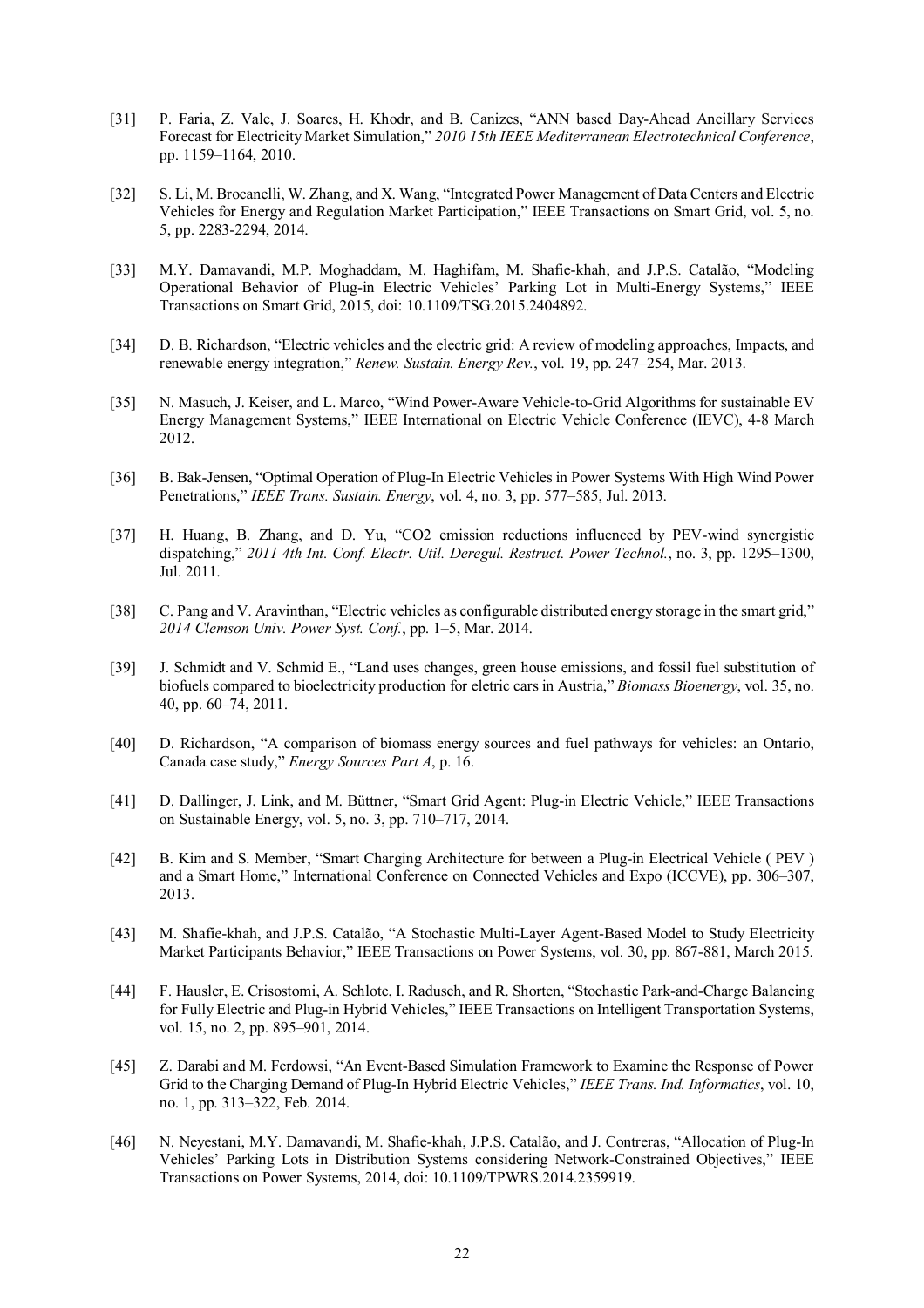[31] P. Faria, Z. Vale, J. Soares, H. Khodr, and B. Canizes, "ANN based Day-Ahead Ancillary Services Forecast for Electricity Market Simulation," *2010 15th IEEE Mediterranean Electrotechnical Conference*, pp. 1159–1164, 2010.

[32] S. Li, M. Brocanelli, W. Zhang, and X. Wang, "Integrated Power Management of Data Centers and Electric Vehicles for Energy and Regulation Market Participation," IEEE Transactions on Smart Grid, vol. 5, no. 5, pp. 2283-2294, 2014.

[33] M.Y. Damavandi, M.P. Moghaddam, M. Haghifam, M. Shafie-khah, and J.P.S. Catalão, "Modeling Operational Behavior of Plug-in Electric Vehicles' Parking Lot in Multi-Energy Systems," IEEE Transactions on Smart Grid, 2015, doi: 10.1109/TSG.2015.2404892.

[34] D. B. Richardson, "Electric vehicles and the electric grid: A review of modeling approaches, Impacts, and renewable energy integration," *Renew. Sustain. Energy Rev.*, vol. 19, pp. 247–254, Mar. 2013.

[35] N. Masuch, J. Keiser, and L. Marco, "Wind Power-Aware Vehicle-to-Grid Algorithms for sustainable EV Energy Management Systems," IEEE International on Electric Vehicle Conference (IEVC), 4-8 March 2012.

[36] B. Bak-Jensen, "Optimal Operation of Plug-In Electric Vehicles in Power Systems With High Wind Power Penetrations," *IEEE Trans. Sustain. Energy*, vol. 4, no. 3, pp. 577–585, Jul. 2013.

[37] H. Huang, B. Zhang, and D. Yu, "CO2 emission reductions influenced by PEV-wind synergistic dispatching," *2011 4th Int. Conf. Electr. Util. Deregul. Restruct. Power Technol.*, no. 3, pp. 1295–1300, Jul. 2011.

[38] C. Pang and V. Aravinthan, "Electric vehicles as configurable distributed energy storage in the smart grid," *2014 Clemson Univ. Power Syst. Conf.*, pp. 1–5, Mar. 2014.

[39] J. Schmidt and V. Schmid E., "Land uses changes, green house emissions, and fossil fuel substitution of biofuels compared to bioelectricity production for eletric cars in Austria," *Biomass Bioenergy*, vol. 35, no. 40, pp. 60–74, 2011.

[40] D. Richardson, "A comparison of biomass energy sources and fuel pathways for vehicles: an Ontario, Canada case study," *Energy Sources Part A*, p. 16.

[41] D. Dallinger, J. Link, and M. Büttner, "Smart Grid Agent: Plug-in Electric Vehicle," IEEE Transactions on Sustainable Energy, vol. 5, no. 3, pp. 710–717, 2014.

[42] B. Kim and S. Member, "Smart Charging Architecture for between a Plug-in Electrical Vehicle ( PEV ) and a Smart Home," International Conference on Connected Vehicles and Expo (ICCVE), pp. 306–307, 2013.

[43] M. Shafie-khah, and J.P.S. Catalão, "A Stochastic Multi-Layer Agent-Based Model to Study Electricity Market Participants Behavior," IEEE Transactions on Power Systems, vol. 30, pp. 867-881, March 2015.

[44] F. Hausler, E. Crisostomi, A. Schlote, I. Radusch, and R. Shorten, "Stochastic Park-and-Charge Balancing for Fully Electric and Plug-in Hybrid Vehicles," IEEE Transactions on Intelligent Transportation Systems, vol. 15, no. 2, pp. 895–901, 2014.

[45] Z. Darabi and M. Ferdowsi, "An Event-Based Simulation Framework to Examine the Response of Power Grid to the Charging Demand of Plug-In Hybrid Electric Vehicles," *IEEE Trans. Ind. Informatics*, vol. 10, no. 1, pp. 313–322, Feb. 2014.

[46] N. Neyestani, M.Y. Damavandi, M. Shafie-khah, J.P.S. Catalão, and J. Contreras, "Allocation of Plug-In Vehicles' Parking Lots in Distribution Systems considering Network-Constrained Objectives," IEEE Transactions on Power Systems, 2014, doi: 10.1109/TPWRS.2014.2359919.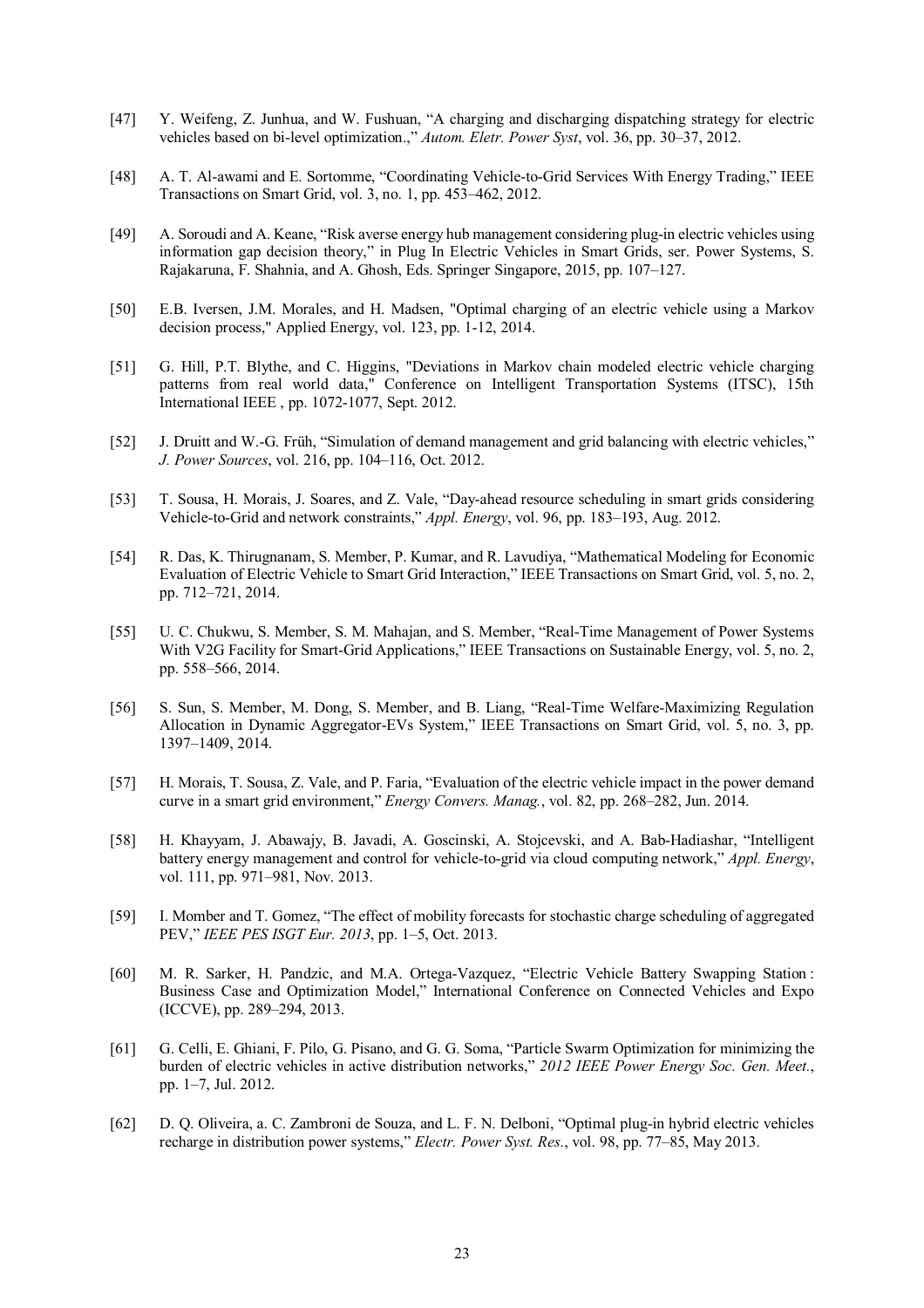[47] Y. Weifeng, Z. Junhua, and W. Fushuan, "A charging and discharging dispatching strategy for electric vehicles based on bi-level optimization.," *Autom. Eletr. Power Syst*, vol. 36, pp. 30–37, 2012.

[48] A. T. Al-awami and E. Sortomme, "Coordinating Vehicle-to-Grid Services With Energy Trading," IEEE Transactions on Smart Grid, vol. 3, no. 1, pp. 453–462, 2012.

[49] A. Soroudi and A. Keane, "Risk averse energy hub management considering plug-in electric vehicles using information gap decision theory," in Plug In Electric Vehicles in Smart Grids, ser. Power Systems, S. Rajakaruna, F. Shahnia, and A. Ghosh, Eds. Springer Singapore, 2015, pp. 107–127.

[50] E.B. Iversen, J.M. Morales, and H. Madsen, "Optimal charging of an electric vehicle using a Markov decision process," Applied Energy, vol. 123, pp. 1-12, 2014.

[51] G. Hill, P.T. Blythe, and C. Higgins, "Deviations in Markov chain modeled electric vehicle charging patterns from real world data," Conference on Intelligent Transportation Systems (ITSC), 15th International IEEE , pp. 1072-1077, Sept. 2012.

[52] J. Druitt and W.-G. Früh, "Simulation of demand management and grid balancing with electric vehicles," *J. Power Sources*, vol. 216, pp. 104–116, Oct. 2012.

[53] T. Sousa, H. Morais, J. Soares, and Z. Vale, "Day-ahead resource scheduling in smart grids considering Vehicle-to-Grid and network constraints," *Appl. Energy*, vol. 96, pp. 183–193, Aug. 2012.

[54] R. Das, K. Thirugnanam, S. Member, P. Kumar, and R. Lavudiya, "Mathematical Modeling for Economic Evaluation of Electric Vehicle to Smart Grid Interaction," IEEE Transactions on Smart Grid, vol. 5, no. 2, pp. 712–721, 2014.

[55] U. C. Chukwu, S. Member, S. M. Mahajan, and S. Member, "Real-Time Management of Power Systems With V2G Facility for Smart-Grid Applications," IEEE Transactions on Sustainable Energy, vol. 5, no. 2, pp. 558–566, 2014.

[56] S. Sun, S. Member, M. Dong, S. Member, and B. Liang, "Real-Time Welfare-Maximizing Regulation Allocation in Dynamic Aggregator-EVs System," IEEE Transactions on Smart Grid, vol. 5, no. 3, pp. 1397–1409, 2014.

[57] H. Morais, T. Sousa, Z. Vale, and P. Faria, "Evaluation of the electric vehicle impact in the power demand curve in a smart grid environment," *Energy Convers. Manag.*, vol. 82, pp. 268–282, Jun. 2014.

[58] H. Khayyam, J. Abawajy, B. Javadi, A. Goscinski, A. Stojcevski, and A. Bab-Hadiashar, "Intelligent battery energy management and control for vehicle-to-grid via cloud computing network," *Appl. Energy*, vol. 111, pp. 971–981, Nov. 2013.

[59] I. Momber and T. Gomez, "The effect of mobility forecasts for stochastic charge scheduling of aggregated PEV," *IEEE PES ISGT Eur. 2013*, pp. 1–5, Oct. 2013.

[60] M. R. Sarker, H. Pandzic, and M.A. Ortega-Vazquez, "Electric Vehicle Battery Swapping Station : Business Case and Optimization Model," International Conference on Connected Vehicles and Expo (ICCVE), pp. 289–294, 2013.

[61] G. Celli, E. Ghiani, F. Pilo, G. Pisano, and G. G. Soma, "Particle Swarm Optimization for minimizing the burden of electric vehicles in active distribution networks," *2012 IEEE Power Energy Soc. Gen. Meet.*, pp. 1–7, Jul. 2012.

[62] D. Q. Oliveira, a. C. Zambroni de Souza, and L. F. N. Delboni, "Optimal plug-in hybrid electric vehicles recharge in distribution power systems," *Electr. Power Syst. Res.*, vol. 98, pp. 77–85, May 2013.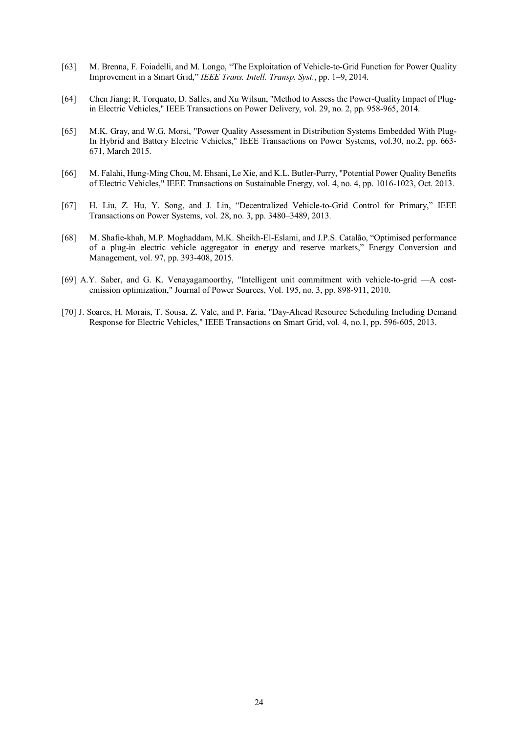[63] M. Brenna, F. Foiadelli, and M. Longo, "The Exploitation of Vehicle-to-Grid Function for Power Quality Improvement in a Smart Grid," *IEEE Trans. Intell. Transp. Syst.*, pp. 1–9, 2014.

[64] Chen Jiang; R. Torquato, D. Salles, and Xu Wilsun, "Method to Assess the Power-Quality Impact of Plug-in Electric Vehicles," IEEE Transactions on Power Delivery, vol. 29, no. 2, pp. 958-965, 2014.

[65] M.K. Gray, and W.G. Morsi, "Power Quality Assessment in Distribution Systems Embedded With Plug-In Hybrid and Battery Electric Vehicles," IEEE Transactions on Power Systems, vol.30, no.2, pp. 663-671, March 2015.

[66] M. Falahi, Hung-Ming Chou, M. Ehsani, Le Xie, and K.L. Butler-Purry, "Potential Power Quality Benefits of Electric Vehicles," IEEE Transactions on Sustainable Energy, vol. 4, no. 4, pp. 1016-1023, Oct. 2013.

[67] H. Liu, Z. Hu, Y. Song, and J. Lin, "Decentralized Vehicle-to-Grid Control for Primary," IEEE Transactions on Power Systems, vol. 28, no. 3, pp. 3480–3489, 2013.

[68] M. Shafie-khah, M.P. Moghaddam, M.K. Sheikh-El-Eslami, and J.P.S. Catalão, "Optimised performance of a plug-in electric vehicle aggregator in energy and reserve markets," Energy Conversion and Management, vol. 97, pp. 393-408, 2015.

[69] A.Y. Saber, and G. K. Venayagamoorthy, "Intelligent unit commitment with vehicle-to-grid —A cost-emission optimization," Journal of Power Sources, Vol. 195, no. 3, pp. 898-911, 2010.

[70] J. Soares, H. Morais, T. Sousa, Z. Vale, and P. Faria, "Day-Ahead Resource Scheduling Including Demand Response for Electric Vehicles," IEEE Transactions on Smart Grid, vol. 4, no.1, pp. 596-605, 2013.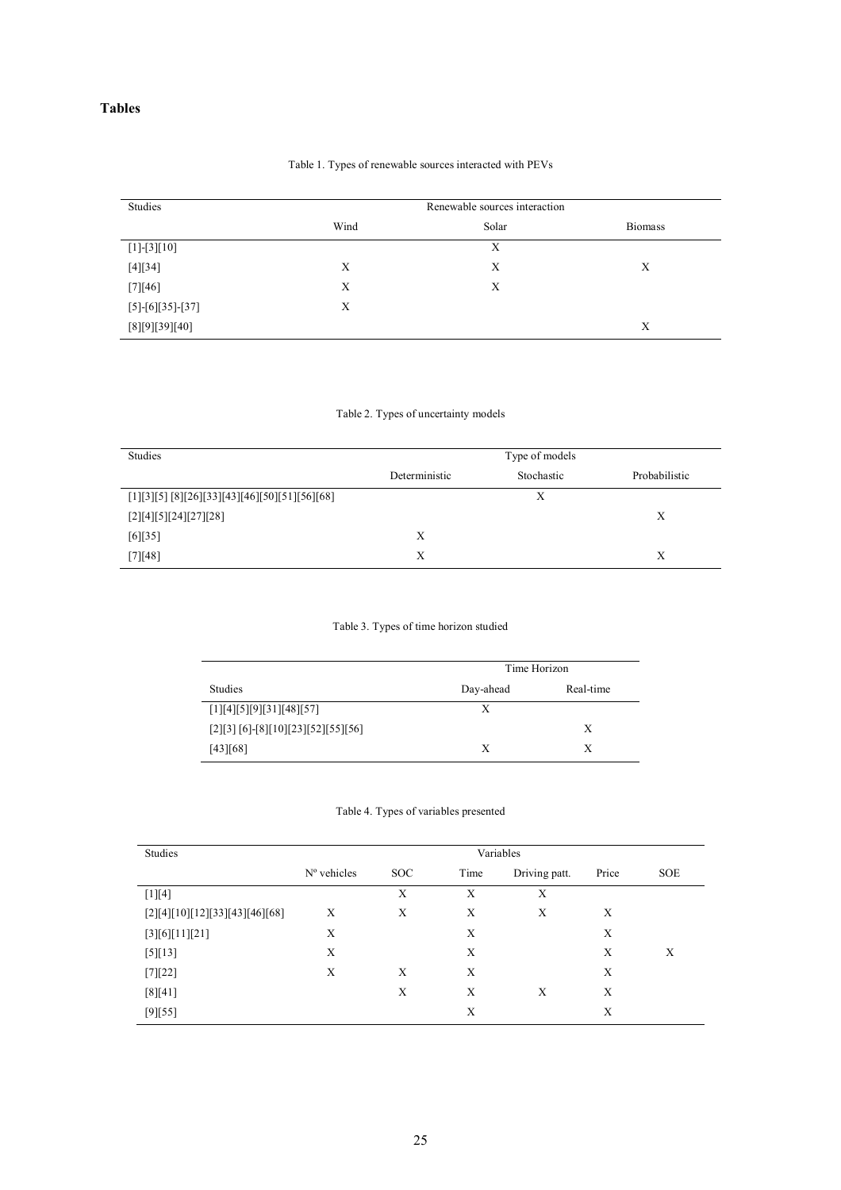**Tables**

Table 1. Types of renewable sources interacted with PEVs

| Studies | Renewable sources interaction | | |
|---|---|---|---|
| | Wind | Solar | Biomass |
| [1]-[3][10] | | X | |
| [4][34] | X | X | X |
| [7][46] | X | X | |
| [5]-[6][35]-[37] | X | | |
| [8][9][39][40] | | | X |

Table 2. Types of uncertainty models

| Studies | Type of models | | |
|---|---|---|---|
| | Deterministic | Stochastic | Probabilistic |
| [1][3][5] [8][26][33][43][46][50][51][56][68] | | X | |
| [2][4][5][24][27][28] | | | X |
| [6][35] | X | | |
| [7][48] | X | | X |

Table 3. Types of time horizon studied

| | Time Horizon | |
|---|---|---|
| Studies | Day-ahead | Real-time |
| [1][4][5][9][31][48][57] | X | |
| [2][3] [6]-[8][10][23][52][55][56] | | X |
| [43][68] | X | X |

Table 4. Types of variables presented

| Studies | Variables | | | | | |
|---|---|---|---|---|---|---|
| | Nº vehicles | SOC | Time | Driving patt. | Price | SOE |
| [1][4] | | X | X | X | | |
| [2][4][10][12][33][43][46][68] | X | X | X | X | X | |
| [3][6][11][21] | X | | X | | X | |
| [5][13] | X | | X | | X | X |
| [7][22] | X | X | X | | X | |
| [8][41] | | X | X | X | X | |
| [9][55] | | | X | | X | |